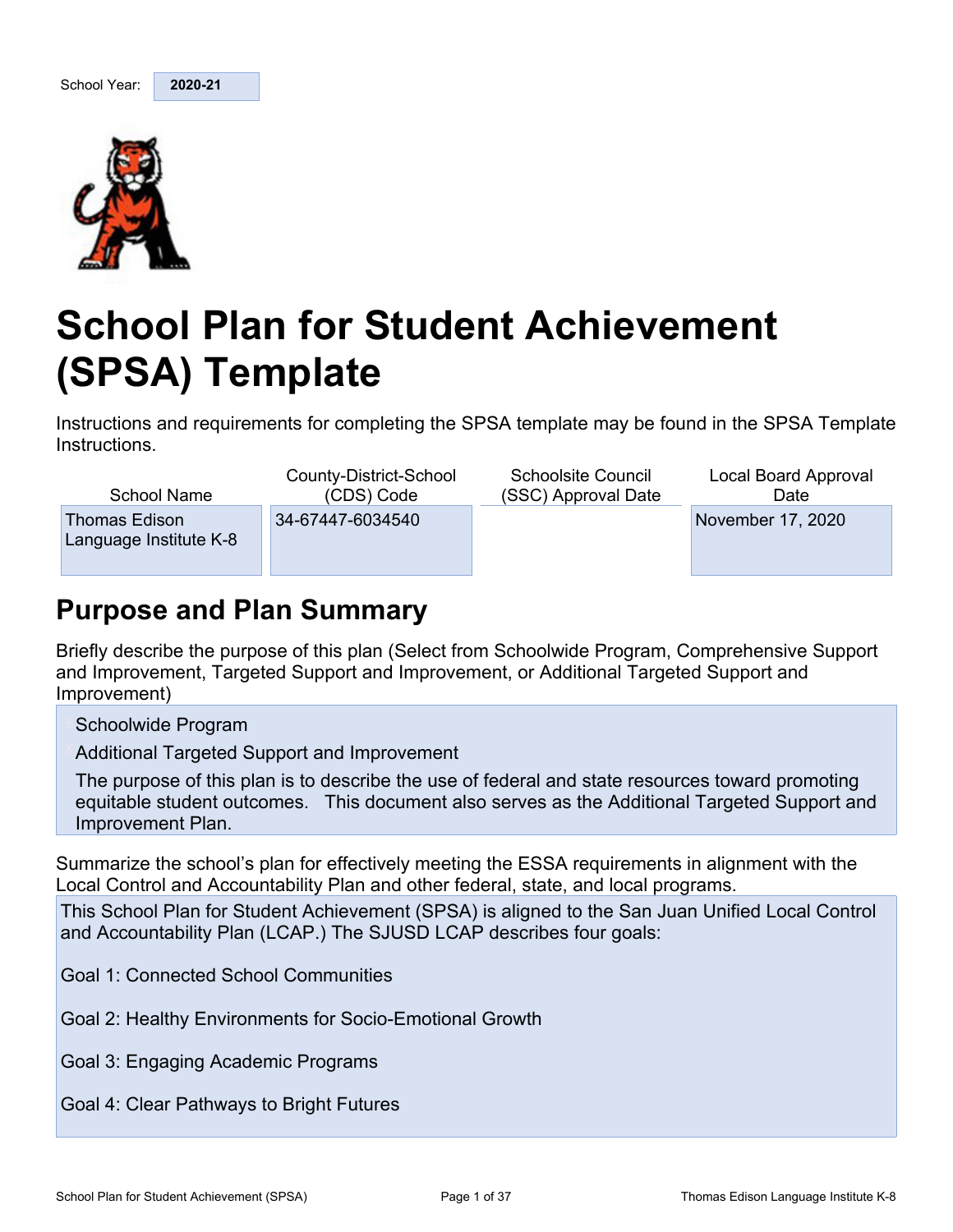| School Year: | 2020-21 |
|---|---|

# School Plan for Student Achievement (SPSA) Template

Instructions and requirements for completing the SPSA template may be found in the SPSA Template Instructions.

| School Name | County-District-School (CDS) Code | Schoolsite Council (SSC) Approval Date | Local Board Approval Date |
|---|---|---|---|
| Thomas Edison Language Institute K-8 | 34-67447-6034540 | | November 17, 2020 |

## Purpose and Plan Summary

Briefly describe the purpose of this plan (Select from Schoolwide Program, Comprehensive Support and Improvement, Targeted Support and Improvement, or Additional Targeted Support and Improvement)

Schoolwide Program

Additional Targeted Support and Improvement

The purpose of this plan is to describe the use of federal and state resources toward promoting equitable student outcomes. This document also serves as the Additional Targeted Support and Improvement Plan.

Summarize the school's plan for effectively meeting the ESSA requirements in alignment with the Local Control and Accountability Plan and other federal, state, and local programs.

This School Plan for Student Achievement (SPSA) is aligned to the San Juan Unified Local Control and Accountability Plan (LCAP.) The SJUSD LCAP describes four goals:

Goal 1: Connected School Communities

Goal 2: Healthy Environments for Socio-Emotional Growth

Goal 3: Engaging Academic Programs

Goal 4: Clear Pathways to Bright Futures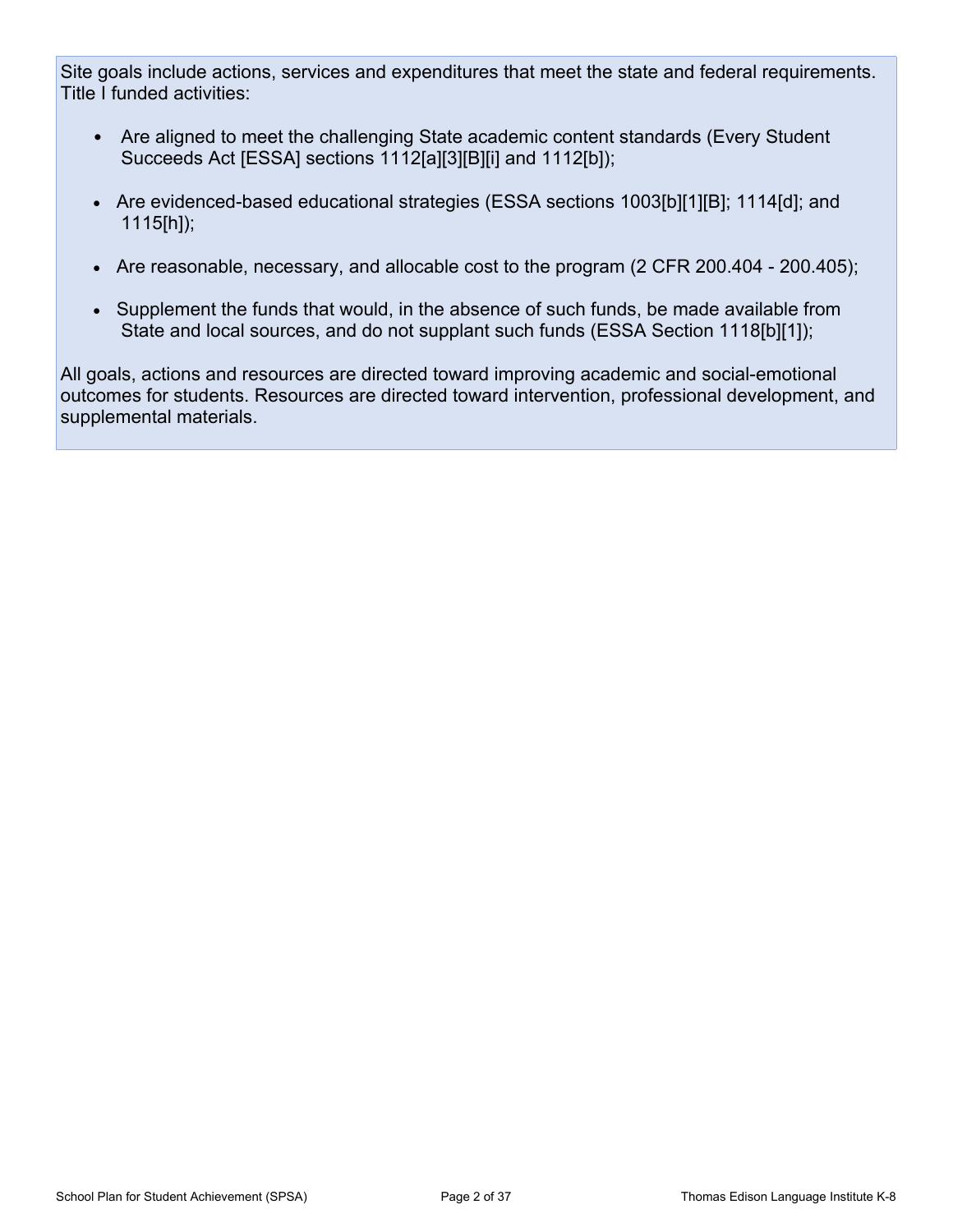Site goals include actions, services and expenditures that meet the state and federal requirements. Title I funded activities:

- Are aligned to meet the challenging State academic content standards (Every Student Succeeds Act [ESSA] sections 1112[a][3][B][i] and 1112[b]);
- Are evidenced-based educational strategies (ESSA sections 1003[b][1][B]; 1114[d]; and 1115[h]);
- Are reasonable, necessary, and allocable cost to the program (2 CFR 200.404 - 200.405);
- Supplement the funds that would, in the absence of such funds, be made available from State and local sources, and do not supplant such funds (ESSA Section 1118[b][1]);

All goals, actions and resources are directed toward improving academic and social-emotional outcomes for students. Resources are directed toward intervention, professional development, and supplemental materials.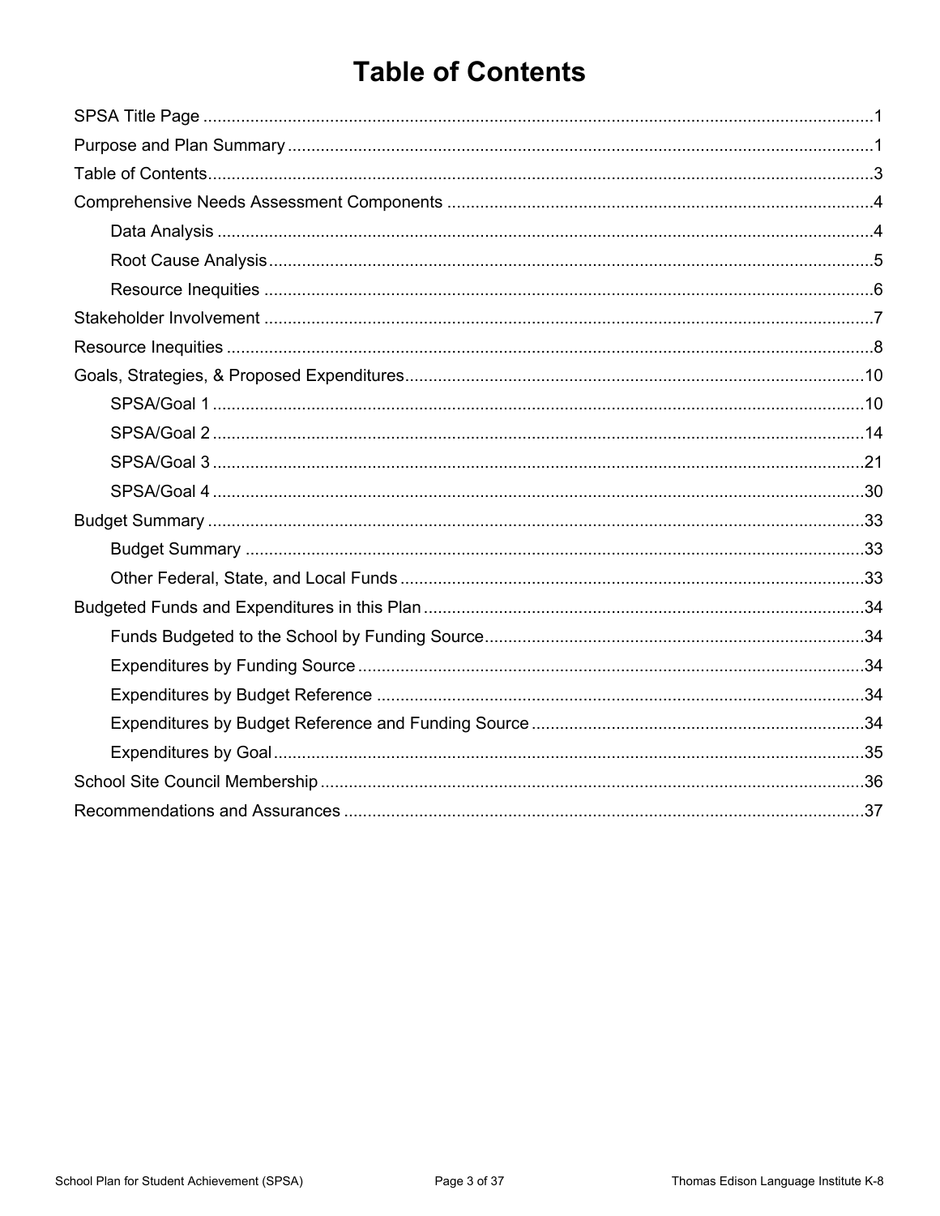# Table of Contents

SPSA Title Page ..........1

Purpose and Plan Summary ..........1

Table of Contents ..........3

Comprehensive Needs Assessment Components ..........4

- Data Analysis ..........4
- Root Cause Analysis ..........5
- Resource Inequities ..........6

Stakeholder Involvement ..........7

Resource Inequities ..........8

Goals, Strategies, & Proposed Expenditures ..........10

- SPSA/Goal 1 ..........10
- SPSA/Goal 2 ..........14
- SPSA/Goal 3 ..........21
- SPSA/Goal 4 ..........30

Budget Summary ..........33

- Budget Summary ..........33
- Other Federal, State, and Local Funds ..........33

Budgeted Funds and Expenditures in this Plan ..........34

- Funds Budgeted to the School by Funding Source ..........34
- Expenditures by Funding Source ..........34
- Expenditures by Budget Reference ..........34
- Expenditures by Budget Reference and Funding Source ..........34
- Expenditures by Goal ..........35

School Site Council Membership ..........36

Recommendations and Assurances ..........37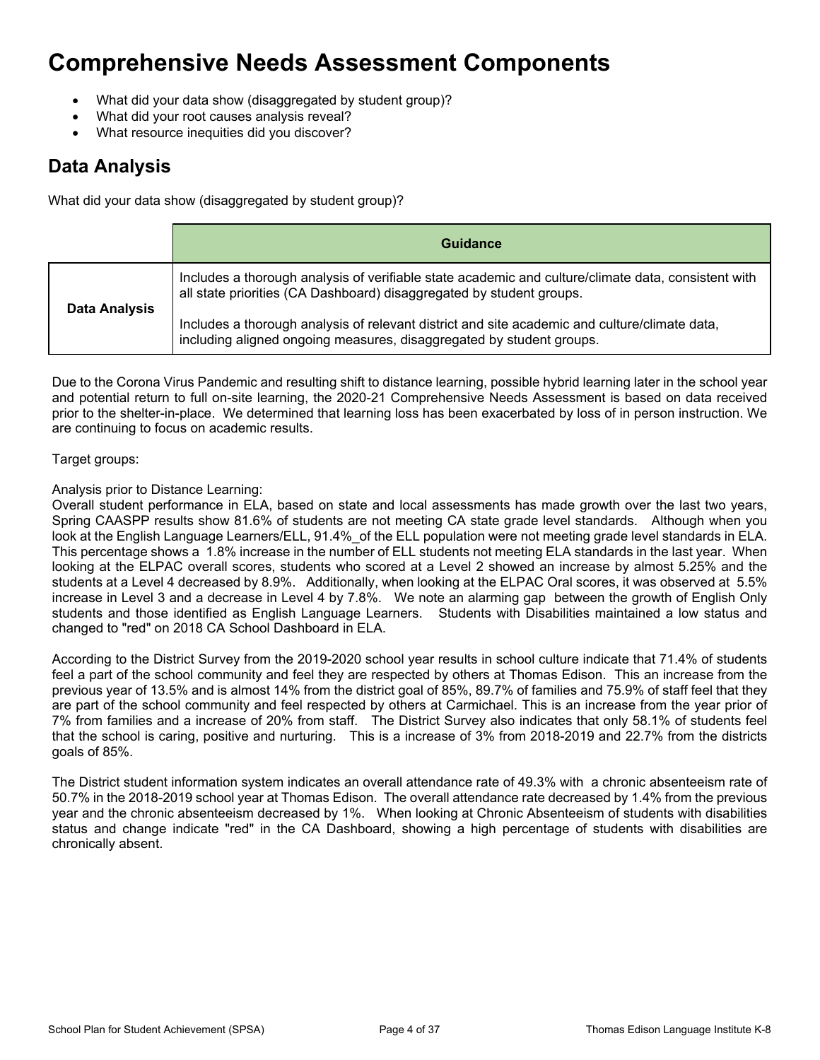# Comprehensive Needs Assessment Components

- What did your data show (disaggregated by student group)?
- What did your root causes analysis reveal?
- What resource inequities did you discover?

## Data Analysis

What did your data show (disaggregated by student group)?

| | Guidance |
|---|---|
| **Data Analysis** | Includes a thorough analysis of verifiable state academic and culture/climate data, consistent with all state priorities (CA Dashboard) disaggregated by student groups.<br><br>Includes a thorough analysis of relevant district and site academic and culture/climate data, including aligned ongoing measures, disaggregated by student groups. |

Due to the Corona Virus Pandemic and resulting shift to distance learning, possible hybrid learning later in the school year and potential return to full on-site learning, the 2020-21 Comprehensive Needs Assessment is based on data received prior to the shelter-in-place. We determined that learning loss has been exacerbated by loss of in person instruction. We are continuing to focus on academic results.

Target groups:

Analysis prior to Distance Learning:
Overall student performance in ELA, based on state and local assessments has made growth over the last two years, Spring CAASPP results show 81.6% of students are not meeting CA state grade level standards. Although when you look at the English Language Learners/ELL, 91.4%_of the ELL population were not meeting grade level standards in ELA. This percentage shows a 1.8% increase in the number of ELL students not meeting ELA standards in the last year. When looking at the ELPAC overall scores, students who scored at a Level 2 showed an increase by almost 5.25% and the students at a Level 4 decreased by 8.9%. Additionally, when looking at the ELPAC Oral scores, it was observed at 5.5% increase in Level 3 and a decrease in Level 4 by 7.8%. We note an alarming gap between the growth of English Only students and those identified as English Language Learners. Students with Disabilities maintained a low status and changed to "red" on 2018 CA School Dashboard in ELA.

According to the District Survey from the 2019-2020 school year results in school culture indicate that 71.4% of students feel a part of the school community and feel they are respected by others at Thomas Edison. This an increase from the previous year of 13.5% and is almost 14% from the district goal of 85%, 89.7% of families and 75.9% of staff feel that they are part of the school community and feel respected by others at Carmichael. This is an increase from the year prior of 7% from families and a increase of 20% from staff. The District Survey also indicates that only 58.1% of students feel that the school is caring, positive and nurturing. This is a increase of 3% from 2018-2019 and 22.7% from the districts goals of 85%.

The District student information system indicates an overall attendance rate of 49.3% with a chronic absenteeism rate of 50.7% in the 2018-2019 school year at Thomas Edison. The overall attendance rate decreased by 1.4% from the previous year and the chronic absenteeism decreased by 1%. When looking at Chronic Absenteeism of students with disabilities status and change indicate "red" in the CA Dashboard, showing a high percentage of students with disabilities are chronically absent.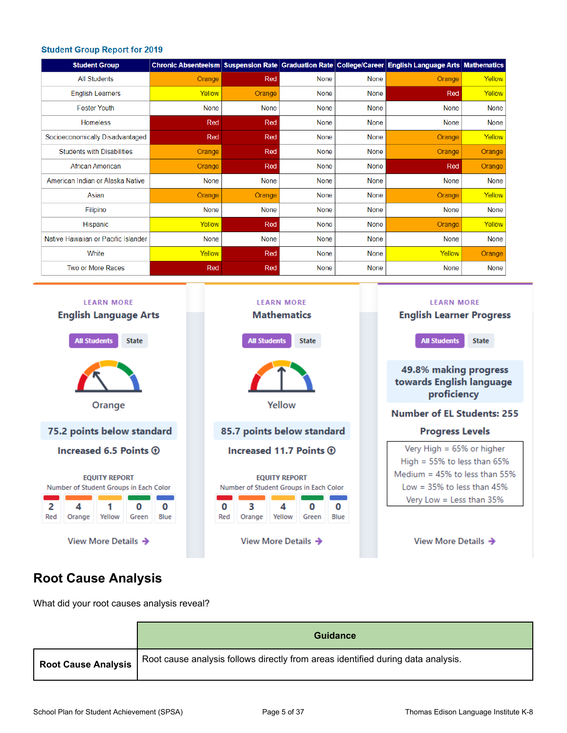### Student Group Report for 2019

| Student Group | Chronic Absenteeism | Suspension Rate | Graduation Rate | College/Career | English Language Arts | Mathematics |
|---|---|---|---|---|---|---|
| All Students | Orange | Red | None | None | Orange | Yellow |
| English Learners | Yellow | Orange | None | None | Red | Yellow |
| Foster Youth | None | None | None | None | None | None |
| Homeless | Red | Red | None | None | None | None |
| Socioeconomically Disadvantaged | Red | Red | None | None | Orange | Yellow |
| Students with Disabilities | Orange | Red | None | None | Orange | Orange |
| African American | Orange | Red | None | None | Red | Orange |
| American Indian or Alaska Native | None | None | None | None | None | None |
| Asian | Orange | Orange | None | None | Orange | Yellow |
| Filipino | None | None | None | None | None | None |
| Hispanic | Yellow | Red | None | None | Orange | Yellow |
| Native Hawaiian or Pacific Islander | None | None | None | None | None | None |
| White | Yellow | Red | None | None | Yellow | Orange |
| Two or More Races | Red | Red | None | None | None | None |

LEARN MORE
**English Language Arts**

All Students | State

Orange

**75.2 points below standard**

**Increased 6.5 Points**

EQUITY REPORT
Number of Student Groups in Each Color

| Red | Orange | Yellow | Green | Blue |
|---|---|---|---|---|
| 2 | 4 | 1 | 0 | 0 |

View More Details

LEARN MORE
**Mathematics**

All Students | State

Yellow

**85.7 points below standard**

**Increased 11.7 Points**

EQUITY REPORT
Number of Student Groups in Each Color

| Red | Orange | Yellow | Green | Blue |
|---|---|---|---|---|
| 0 | 3 | 4 | 0 | 0 |

View More Details

LEARN MORE
**English Learner Progress**

All Students | State

**49.8% making progress towards English language proficiency**

**Number of EL Students: 255**

**Progress Levels**

Very High = 65% or higher
High = 55% to less than 65%
Medium = 45% to less than 55%
Low = 35% to less than 45%
Very Low = Less than 35%

View More Details

## Root Cause Analysis

What did your root causes analysis reveal?

| | Guidance |
|---|---|
| **Root Cause Analysis** | Root cause analysis follows directly from areas identified during data analysis. |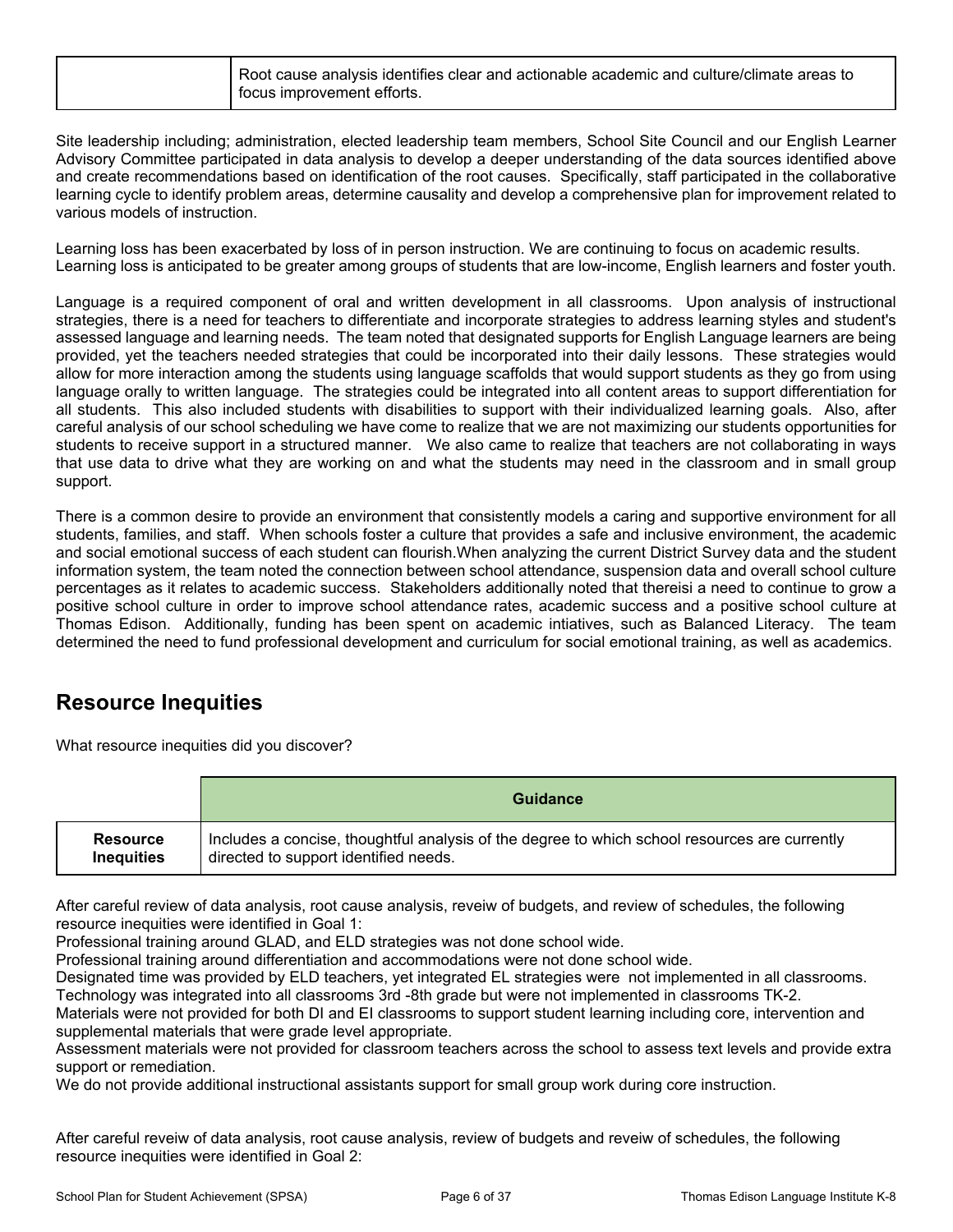| | Root cause analysis identifies clear and actionable academic and culture/climate areas to focus improvement efforts. |
|---|---|

Site leadership including; administration, elected leadership team members, School Site Council and our English Learner Advisory Committee participated in data analysis to develop a deeper understanding of the data sources identified above and create recommendations based on identification of the root causes. Specifically, staff participated in the collaborative learning cycle to identify problem areas, determine causality and develop a comprehensive plan for improvement related to various models of instruction.

Learning loss has been exacerbated by loss of in person instruction. We are continuing to focus on academic results. Learning loss is anticipated to be greater among groups of students that are low-income, English learners and foster youth.

Language is a required component of oral and written development in all classrooms. Upon analysis of instructional strategies, there is a need for teachers to differentiate and incorporate strategies to address learning styles and student's assessed language and learning needs. The team noted that designated supports for English Language learners are being provided, yet the teachers needed strategies that could be incorporated into their daily lessons. These strategies would allow for more interaction among the students using language scaffolds that would support students as they go from using language orally to written language. The strategies could be integrated into all content areas to support differentiation for all students. This also included students with disabilities to support with their individualized learning goals. Also, after careful analysis of our school scheduling we have come to realize that we are not maximizing our students opportunities for students to receive support in a structured manner. We also came to realize that teachers are not collaborating in ways that use data to drive what they are working on and what the students may need in the classroom and in small group support.

There is a common desire to provide an environment that consistently models a caring and supportive environment for all students, families, and staff. When schools foster a culture that provides a safe and inclusive environment, the academic and social emotional success of each student can flourish.When analyzing the current District Survey data and the student information system, the team noted the connection between school attendance, suspension data and overall school culture percentages as it relates to academic success. Stakeholders additionally noted that thereisi a need to continue to grow a positive school culture in order to improve school attendance rates, academic success and a positive school culture at Thomas Edison. Additionally, funding has been spent on academic intiatives, such as Balanced Literacy. The team determined the need to fund professional development and curriculum for social emotional training, as well as academics.

## Resource Inequities

What resource inequities did you discover?

| | Guidance |
|---|---|
| **Resource Inequities** | Includes a concise, thoughtful analysis of the degree to which school resources are currently directed to support identified needs. |

After careful review of data analysis, root cause analysis, reveiw of budgets, and review of schedules, the following resource inequities were identified in Goal 1:
Professional training around GLAD, and ELD strategies was not done school wide.
Professional training around differentiation and accommodations were not done school wide.
Designated time was provided by ELD teachers, yet integrated EL strategies were not implemented in all classrooms.
Technology was integrated into all classrooms 3rd -8th grade but were not implemented in classrooms TK-2.
Materials were not provided for both DI and EI classrooms to support student learning including core, intervention and supplemental materials that were grade level appropriate.
Assessment materials were not provided for classroom teachers across the school to assess text levels and provide extra support or remediation.
We do not provide additional instructional assistants support for small group work during core instruction.

After careful reveiw of data analysis, root cause analysis, review of budgets and reveiw of schedules, the following resource inequities were identified in Goal 2: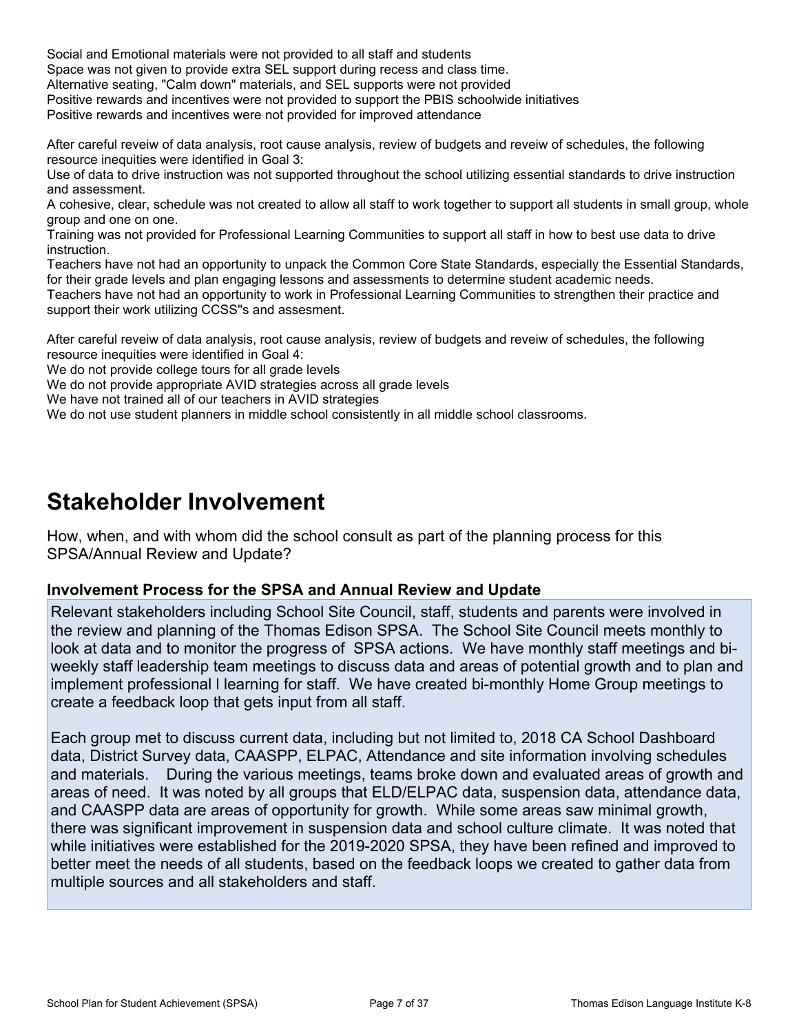Social and Emotional materials were not provided to all staff and students
Space was not given to provide extra SEL support during recess and class time.
Alternative seating, "Calm down" materials, and SEL supports were not provided
Positive rewards and incentives were not provided to support the PBIS schoolwide initiatives
Positive rewards and incentives were not provided for improved attendance

After careful reveiw of data analysis, root cause analysis, review of budgets and reveiw of schedules, the following resource inequities were identified in Goal 3:
Use of data to drive instruction was not supported throughout the school utilizing essential standards to drive instruction and assessment.
A cohesive, clear, schedule was not created to allow all staff to work together to support all students in small group, whole group and one on one.
Training was not provided for Professional Learning Communities to support all staff in how to best use data to drive instruction.
Teachers have not had an opportunity to unpack the Common Core State Standards, especially the Essential Standards, for their grade levels and plan engaging lessons and assessments to determine student academic needs.
Teachers have not had an opportunity to work in Professional Learning Communities to strengthen their practice and support their work utilizing CCSS"s and assesment.

After careful reveiw of data analysis, root cause analysis, review of budgets and reveiw of schedules, the following resource inequities were identified in Goal 4:
We do not provide college tours for all grade levels
We do not provide appropriate AVID strategies across all grade levels
We have not trained all of our teachers in AVID strategies
We do not use student planners in middle school consistently in all middle school classrooms.

# Stakeholder Involvement

How, when, and with whom did the school consult as part of the planning process for this SPSA/Annual Review and Update?

### Involvement Process for the SPSA and Annual Review and Update

Relevant stakeholders including School Site Council, staff, students and parents were involved in the review and planning of the Thomas Edison SPSA. The School Site Council meets monthly to look at data and to monitor the progress of SPSA actions. We have monthly staff meetings and bi-weekly staff leadership team meetings to discuss data and areas of potential growth and to plan and implement professional l learning for staff. We have created bi-monthly Home Group meetings to create a feedback loop that gets input from all staff.

Each group met to discuss current data, including but not limited to, 2018 CA School Dashboard data, District Survey data, CAASPP, ELPAC, Attendance and site information involving schedules and materials. During the various meetings, teams broke down and evaluated areas of growth and areas of need. It was noted by all groups that ELD/ELPAC data, suspension data, attendance data, and CAASPP data are areas of opportunity for growth. While some areas saw minimal growth, there was significant improvement in suspension data and school culture climate. It was noted that while initiatives were established for the 2019-2020 SPSA, they have been refined and improved to better meet the needs of all students, based on the feedback loops we created to gather data from multiple sources and all stakeholders and staff.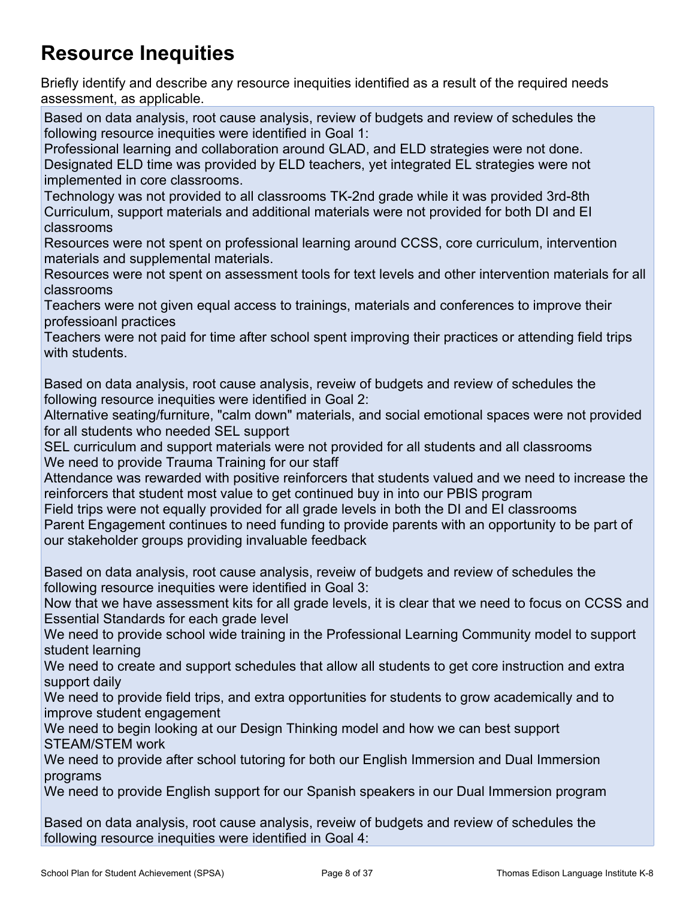# Resource Inequities

Briefly identify and describe any resource inequities identified as a result of the required needs assessment, as applicable.

Based on data analysis, root cause analysis, review of budgets and review of schedules the following resource inequities were identified in Goal 1:
Professional learning and collaboration around GLAD, and ELD strategies were not done.
Designated ELD time was provided by ELD teachers, yet integrated EL strategies were not implemented in core classrooms.
Technology was not provided to all classrooms TK-2nd grade while it was provided 3rd-8th
Curriculum, support materials and additional materials were not provided for both DI and EI classrooms
Resources were not spent on professional learning around CCSS, core curriculum, intervention materials and supplemental materials.
Resources were not spent on assessment tools for text levels and other intervention materials for all classrooms
Teachers were not given equal access to trainings, materials and conferences to improve their professioanl practices
Teachers were not paid for time after school spent improving their practices or attending field trips with students.

Based on data analysis, root cause analysis, reveiw of budgets and review of schedules the following resource inequities were identified in Goal 2:
Alternative seating/furniture, "calm down" materials, and social emotional spaces were not provided for all students who needed SEL support
SEL curriculum and support materials were not provided for all students and all classrooms
We need to provide Trauma Training for our staff
Attendance was rewarded with positive reinforcers that students valued and we need to increase the reinforcers that student most value to get continued buy in into our PBIS program
Field trips were not equally provided for all grade levels in both the DI and EI classrooms
Parent Engagement continues to need funding to provide parents with an opportunity to be part of our stakeholder groups providing invaluable feedback

Based on data analysis, root cause analysis, reveiw of budgets and review of schedules the following resource inequities were identified in Goal 3:
Now that we have assessment kits for all grade levels, it is clear that we need to focus on CCSS and Essential Standards for each grade level
We need to provide school wide training in the Professional Learning Community model to support student learning
We need to create and support schedules that allow all students to get core instruction and extra support daily
We need to provide field trips, and extra opportunities for students to grow academically and to improve student engagement
We need to begin looking at our Design Thinking model and how we can best support STEAM/STEM work
We need to provide after school tutoring for both our English Immersion and Dual Immersion programs
We need to provide English support for our Spanish speakers in our Dual Immersion program

Based on data analysis, root cause analysis, reveiw of budgets and review of schedules the following resource inequities were identified in Goal 4: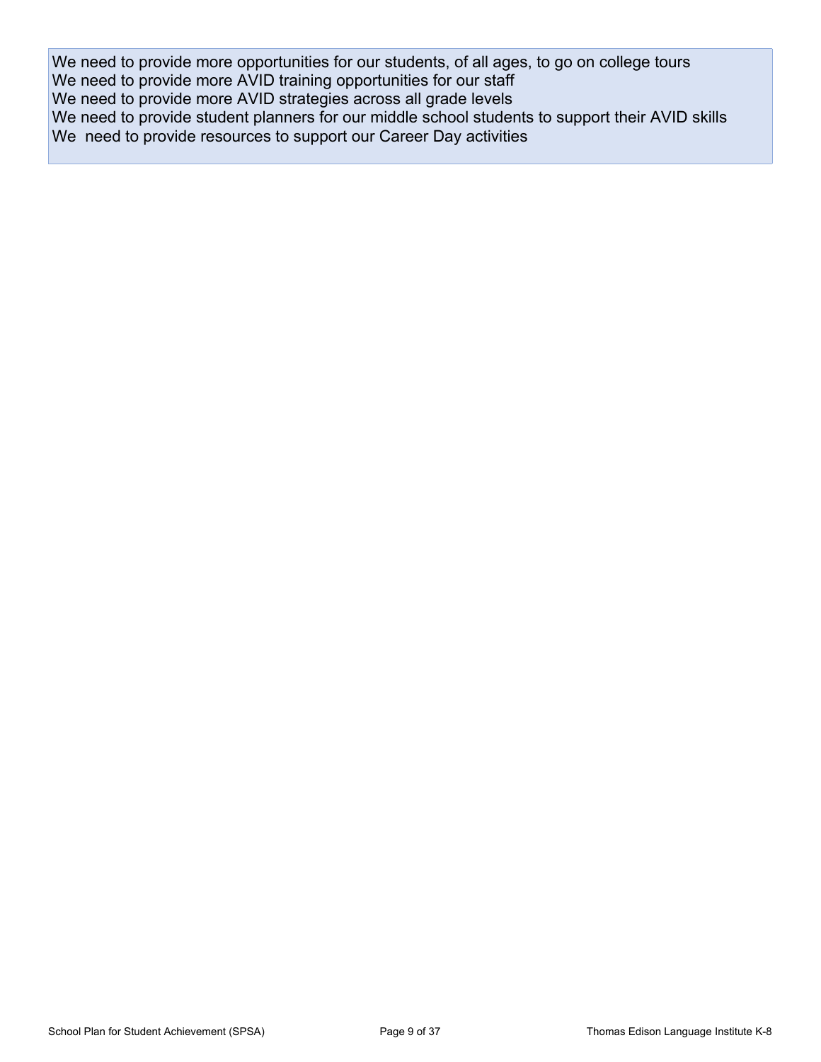We need to provide more opportunities for our students, of all ages, to go on college tours
We need to provide more AVID training opportunities for our staff
We need to provide more AVID strategies across all grade levels
We need to provide student planners for our middle school students to support their AVID skills
We  need to provide resources to support our Career Day activities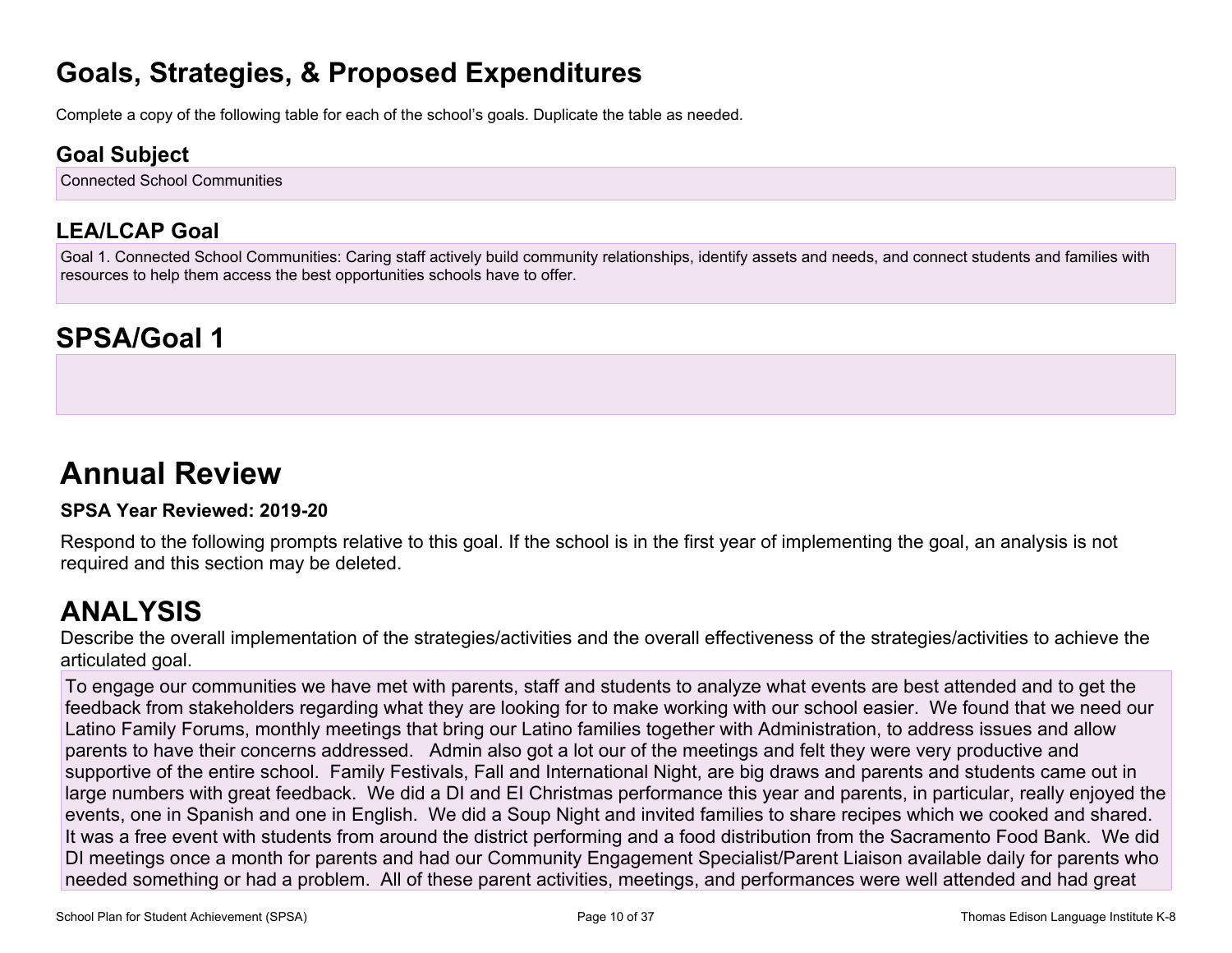# Goals, Strategies, & Proposed Expenditures

Complete a copy of the following table for each of the school's goals. Duplicate the table as needed.

## Goal Subject

Connected School Communities

## LEA/LCAP Goal

Goal 1. Connected School Communities: Caring staff actively build community relationships, identify assets and needs, and connect students and families with resources to help them access the best opportunities schools have to offer.

# SPSA/Goal 1

# Annual Review

**SPSA Year Reviewed: 2019-20**

Respond to the following prompts relative to this goal. If the school is in the first year of implementing the goal, an analysis is not required and this section may be deleted.

# ANALYSIS

Describe the overall implementation of the strategies/activities and the overall effectiveness of the strategies/activities to achieve the articulated goal.

To engage our communities we have met with parents, staff and students to analyze what events are best attended and to get the feedback from stakeholders regarding what they are looking for to make working with our school easier. We found that we need our Latino Family Forums, monthly meetings that bring our Latino families together with Administration, to address issues and allow parents to have their concerns addressed. Admin also got a lot our of the meetings and felt they were very productive and supportive of the entire school. Family Festivals, Fall and International Night, are big draws and parents and students came out in large numbers with great feedback. We did a DI and EI Christmas performance this year and parents, in particular, really enjoyed the events, one in Spanish and one in English. We did a Soup Night and invited families to share recipes which we cooked and shared. It was a free event with students from around the district performing and a food distribution from the Sacramento Food Bank. We did DI meetings once a month for parents and had our Community Engagement Specialist/Parent Liaison available daily for parents who needed something or had a problem. All of these parent activities, meetings, and performances were well attended and had great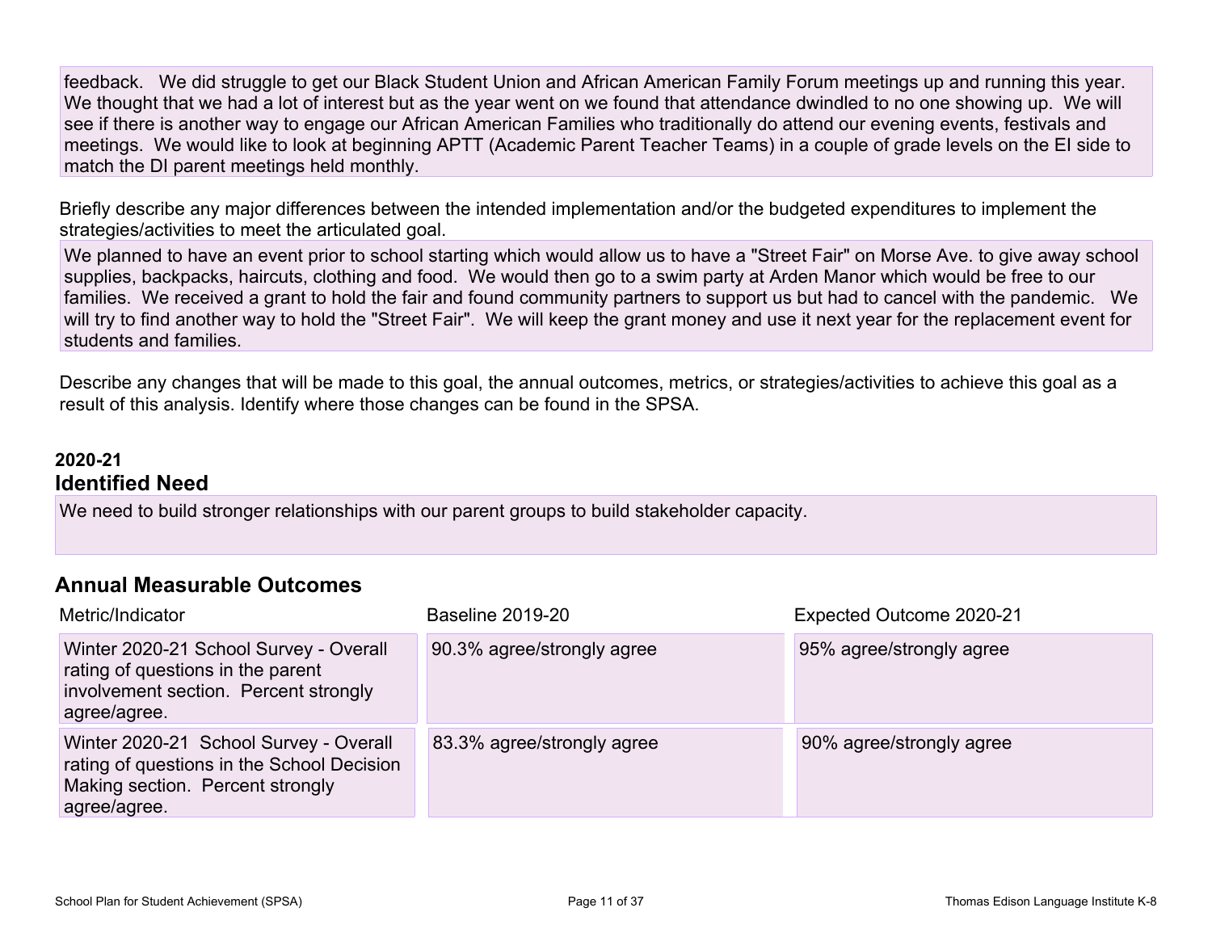feedback. We did struggle to get our Black Student Union and African American Family Forum meetings up and running this year. We thought that we had a lot of interest but as the year went on we found that attendance dwindled to no one showing up. We will see if there is another way to engage our African American Families who traditionally do attend our evening events, festivals and meetings. We would like to look at beginning APTT (Academic Parent Teacher Teams) in a couple of grade levels on the EI side to match the DI parent meetings held monthly.

Briefly describe any major differences between the intended implementation and/or the budgeted expenditures to implement the strategies/activities to meet the articulated goal.

We planned to have an event prior to school starting which would allow us to have a "Street Fair" on Morse Ave. to give away school supplies, backpacks, haircuts, clothing and food. We would then go to a swim party at Arden Manor which would be free to our families. We received a grant to hold the fair and found community partners to support us but had to cancel with the pandemic. We will try to find another way to hold the "Street Fair". We will keep the grant money and use it next year for the replacement event for students and families.

Describe any changes that will be made to this goal, the annual outcomes, metrics, or strategies/activities to achieve this goal as a result of this analysis. Identify where those changes can be found in the SPSA.

**2020-21**

## Identified Need

We need to build stronger relationships with our parent groups to build stakeholder capacity.

## Annual Measurable Outcomes

| Metric/Indicator | Baseline 2019-20 | Expected Outcome 2020-21 |
|---|---|---|
| Winter 2020-21 School Survey - Overall rating of questions in the parent involvement section. Percent strongly agree/agree. | 90.3% agree/strongly agree | 95% agree/strongly agree |
| Winter 2020-21 School Survey - Overall rating of questions in the School Decision Making section. Percent strongly agree/agree. | 83.3% agree/strongly agree | 90% agree/strongly agree |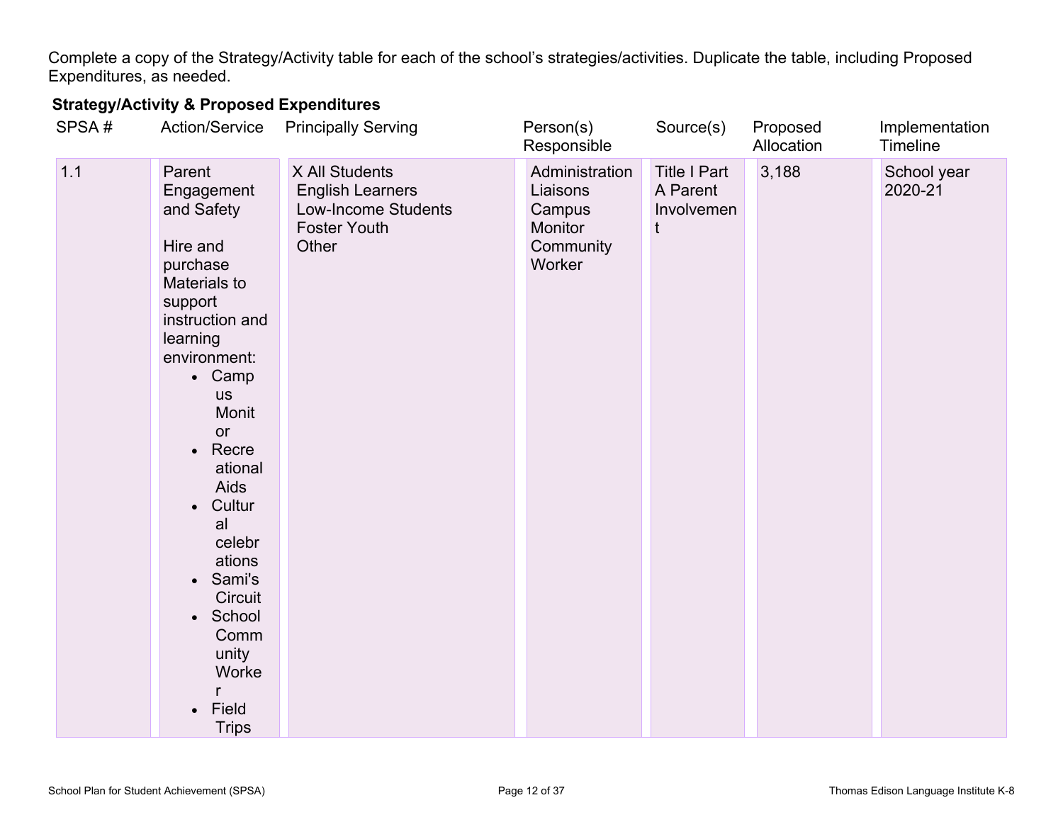Complete a copy of the Strategy/Activity table for each of the school's strategies/activities. Duplicate the table, including Proposed Expenditures, as needed.

**Strategy/Activity & Proposed Expenditures**

| SPSA # | Action/Service | Principally Serving | Person(s) Responsible | Source(s) | Proposed Allocation | Implementation Timeline |
|---|---|---|---|---|---|---|
| 1.1 | Parent Engagement and Safety<br><br>Hire and purchase Materials to support instruction and learning environment:<br>• Campus Monitor<br>• Recreational Aids<br>• Cultural celebrations<br>• Sami's Circuit<br>• School Community Worker<br>• Field Trips | X All Students<br>English Learners<br>Low-Income Students<br>Foster Youth<br>Other | Administration<br>Liaisons<br>Campus Monitor<br>Community Worker | Title I Part A Parent Involvement | 3,188 | School year 2020-21 |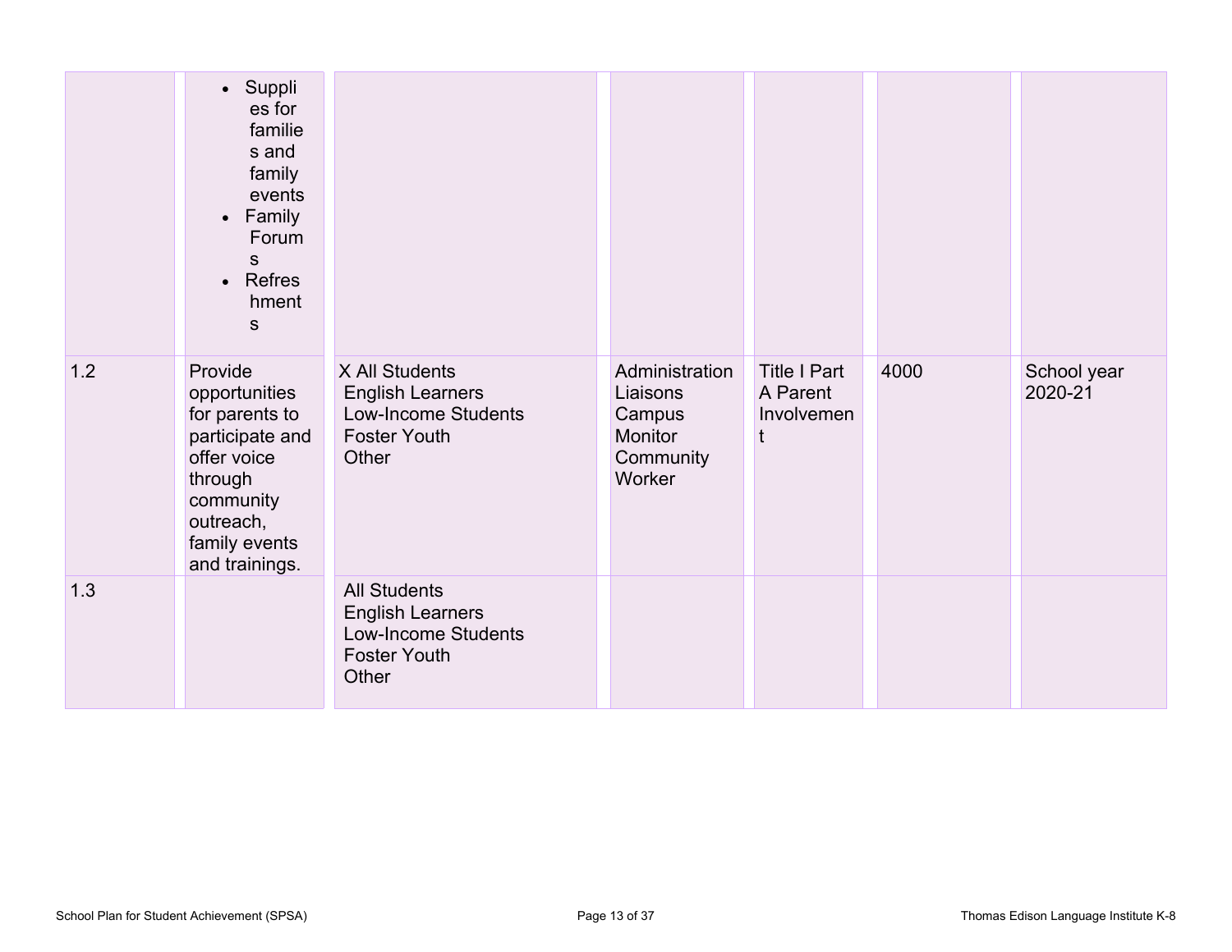|  |  |  |  |  |  |  |
|---|---|---|---|---|---|---|
|  | <ul><li>Supplies for families and family events</li><li>Family Forums</li><li>Refreshments</li></ul> |  |  |  |  |  |
| 1.2 | Provide opportunities for parents to participate and offer voice through community outreach, family events and trainings. | X All Students<br>English Learners<br>Low-Income Students<br>Foster Youth<br>Other | Administration<br>Liaisons<br>Campus Monitor<br>Community Worker | Title I Part A Parent Involvement | 4000 | School year 2020-21 |
| 1.3 |  | All Students<br>English Learners<br>Low-Income Students<br>Foster Youth<br>Other |  |  |  |  |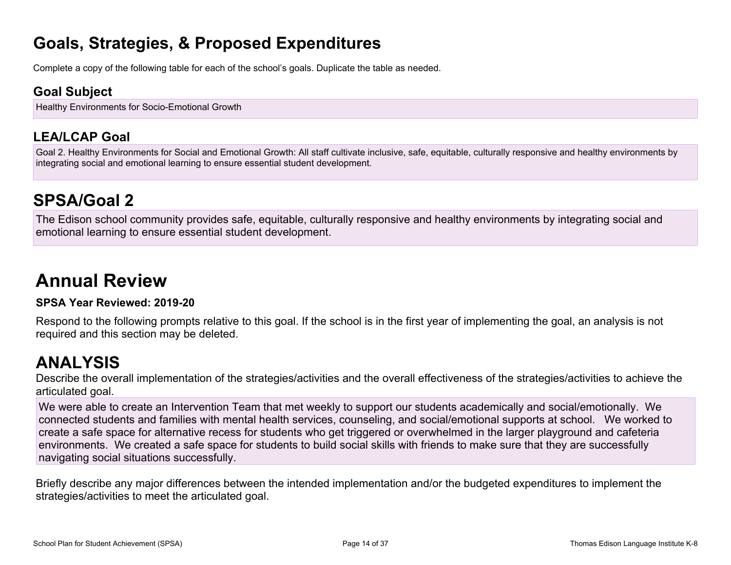# Goals, Strategies, & Proposed Expenditures

Complete a copy of the following table for each of the school's goals. Duplicate the table as needed.

### Goal Subject

Healthy Environments for Socio-Emotional Growth

### LEA/LCAP Goal

Goal 2. Healthy Environments for Social and Emotional Growth: All staff cultivate inclusive, safe, equitable, culturally responsive and healthy environments by integrating social and emotional learning to ensure essential student development.

## SPSA/Goal 2

The Edison school community provides safe, equitable, culturally responsive and healthy environments by integrating social and emotional learning to ensure essential student development.

# Annual Review

**SPSA Year Reviewed: 2019-20**

Respond to the following prompts relative to this goal. If the school is in the first year of implementing the goal, an analysis is not required and this section may be deleted.

## ANALYSIS

Describe the overall implementation of the strategies/activities and the overall effectiveness of the strategies/activities to achieve the articulated goal.

We were able to create an Intervention Team that met weekly to support our students academically and social/emotionally. We connected students and families with mental health services, counseling, and social/emotional supports at school. We worked to create a safe space for alternative recess for students who get triggered or overwhelmed in the larger playground and cafeteria environments. We created a safe space for students to build social skills with friends to make sure that they are successfully navigating social situations successfully.

Briefly describe any major differences between the intended implementation and/or the budgeted expenditures to implement the strategies/activities to meet the articulated goal.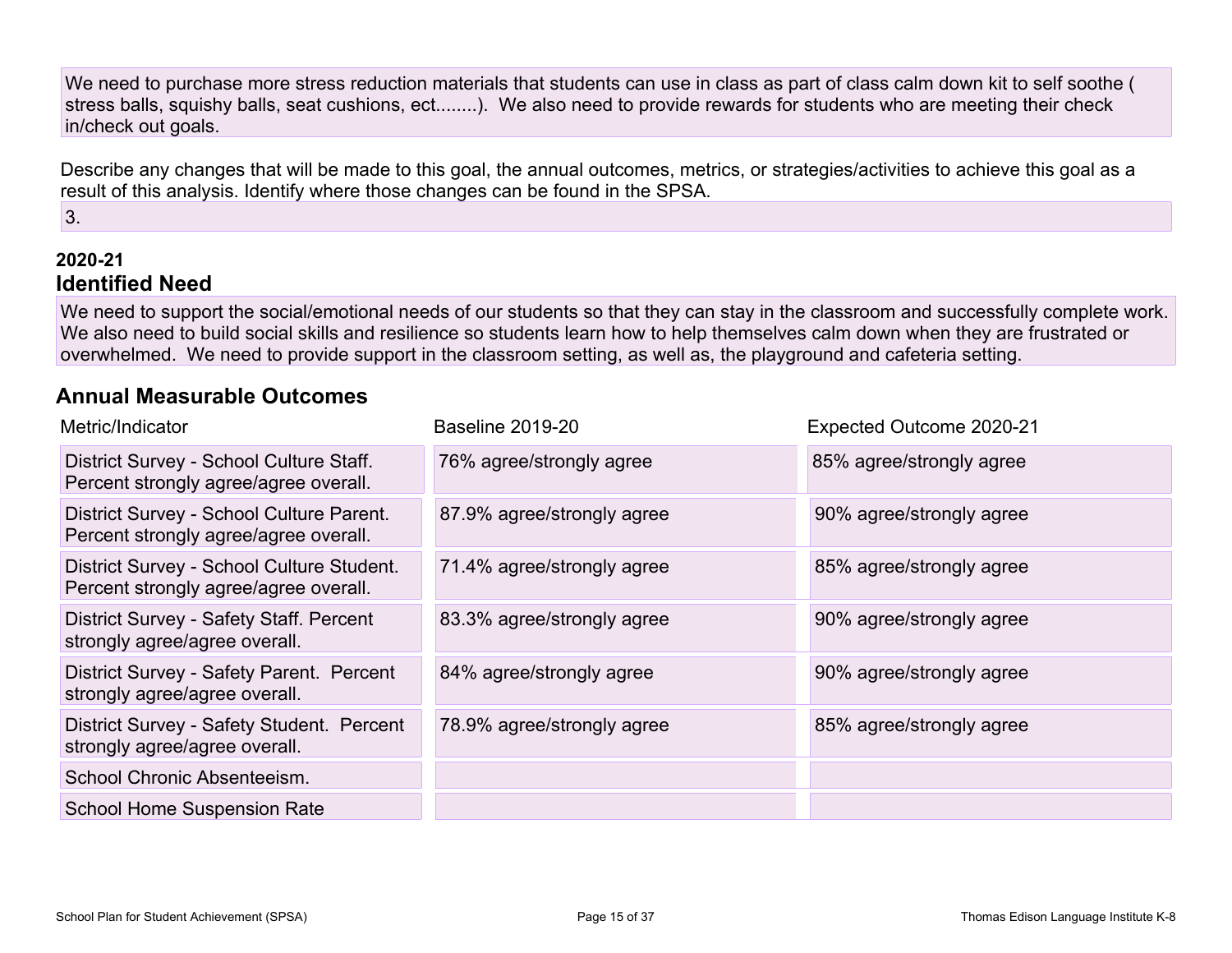We need to purchase more stress reduction materials that students can use in class as part of class calm down kit to self soothe ( stress balls, squishy balls, seat cushions, ect........). We also need to provide rewards for students who are meeting their check in/check out goals.

Describe any changes that will be made to this goal, the annual outcomes, metrics, or strategies/activities to achieve this goal as a result of this analysis. Identify where those changes can be found in the SPSA.

3.

**2020-21**

## Identified Need

We need to support the social/emotional needs of our students so that they can stay in the classroom and successfully complete work. We also need to build social skills and resilience so students learn how to help themselves calm down when they are frustrated or overwhelmed. We need to provide support in the classroom setting, as well as, the playground and cafeteria setting.

## Annual Measurable Outcomes

| Metric/Indicator | Baseline 2019-20 | Expected Outcome 2020-21 |
|---|---|---|
| District Survey - School Culture Staff. Percent strongly agree/agree overall. | 76% agree/strongly agree | 85% agree/strongly agree |
| District Survey - School Culture Parent. Percent strongly agree/agree overall. | 87.9% agree/strongly agree | 90% agree/strongly agree |
| District Survey - School Culture Student. Percent strongly agree/agree overall. | 71.4% agree/strongly agree | 85% agree/strongly agree |
| District Survey - Safety Staff. Percent strongly agree/agree overall. | 83.3% agree/strongly agree | 90% agree/strongly agree |
| District Survey - Safety Parent. Percent strongly agree/agree overall. | 84% agree/strongly agree | 90% agree/strongly agree |
| District Survey - Safety Student. Percent strongly agree/agree overall. | 78.9% agree/strongly agree | 85% agree/strongly agree |
| School Chronic Absenteeism. | | |
| School Home Suspension Rate | | |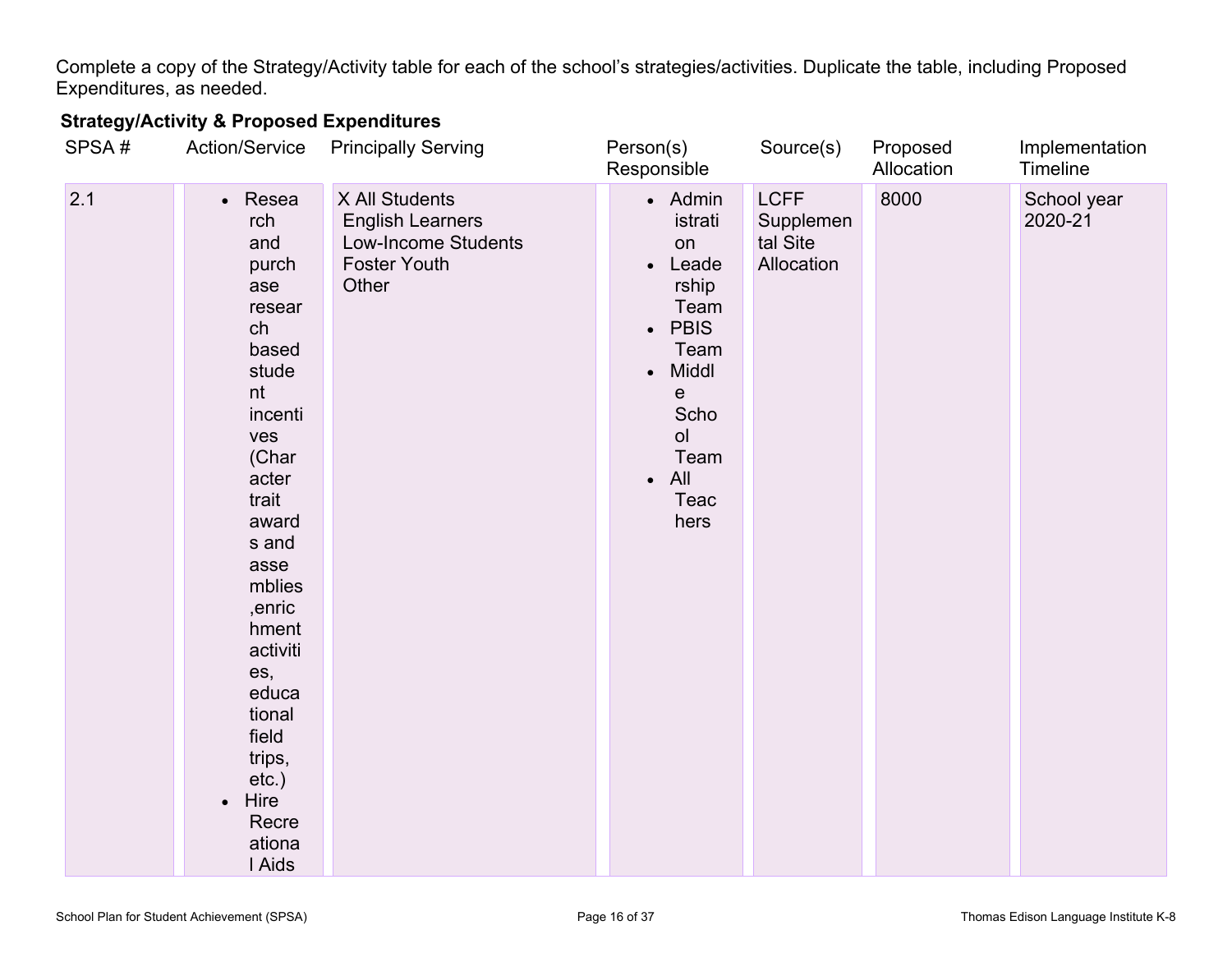Complete a copy of the Strategy/Activity table for each of the school's strategies/activities. Duplicate the table, including Proposed Expenditures, as needed.

**Strategy/Activity & Proposed Expenditures**

| SPSA # | Action/Service | Principally Serving | Person(s) Responsible | Source(s) | Proposed Allocation | Implementation Timeline |
|---|---|---|---|---|---|---|
| 2.1 | • Research and purchase research based student incentives (Character trait awards and assemblies ,enrichment activities, educational field trips, etc.)<br>• Hire Recreational Aids | X All Students<br>English Learners<br>Low-Income Students<br>Foster Youth<br>Other | • Administration<br>• Leadership Team<br>• PBIS Team<br>• Middle School Team<br>• All Teachers | LCFF Supplemental Site Allocation | 8000 | School year 2020-21 |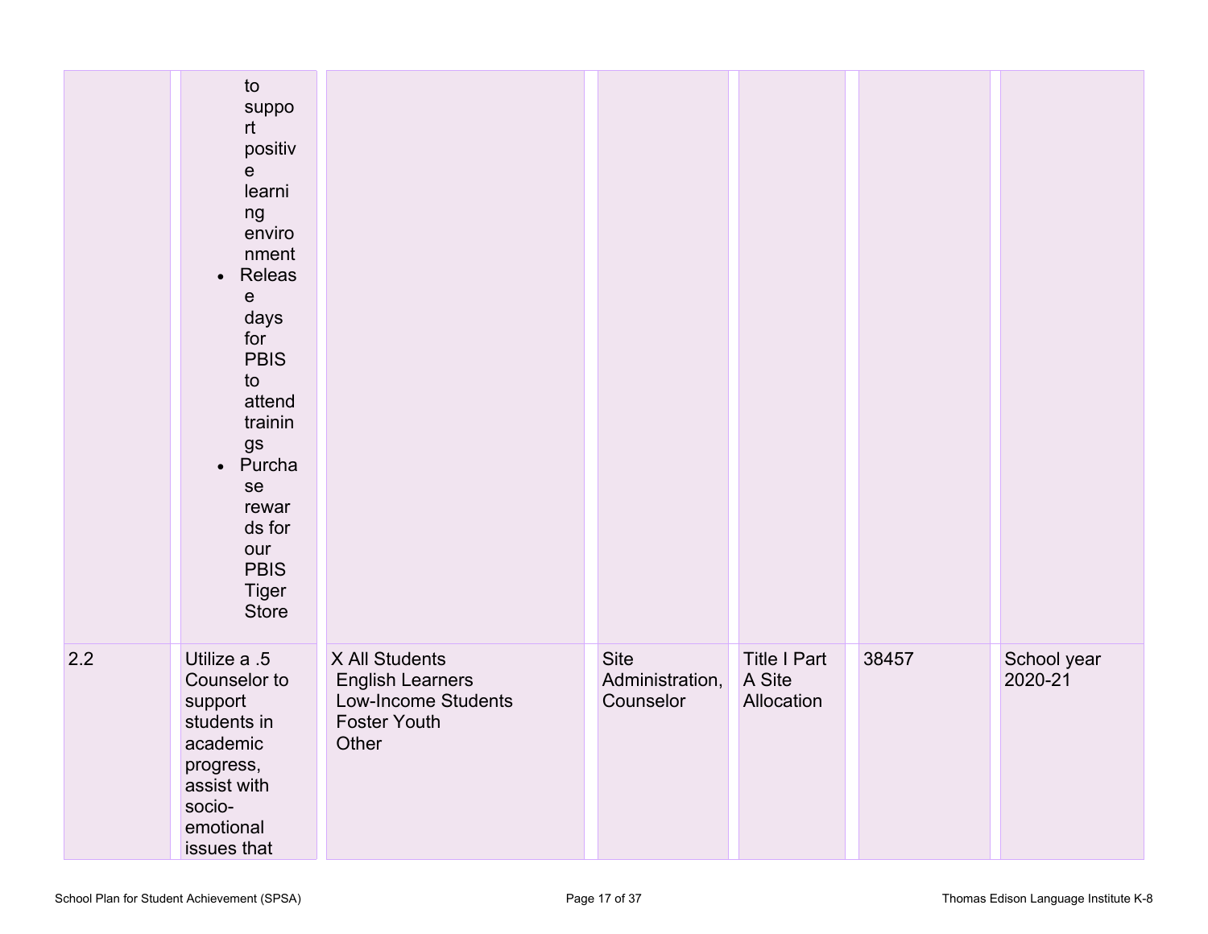| | | | | | | |
|---|---|---|---|---|---|---|
| | to support positive learning environment<br>• Release days for PBIS to attend trainings<br>• Purchase rewards for our PBIS Tiger Store | | | | | |
| 2.2 | Utilize a .5 Counselor to support students in academic progress, assist with socio-emotional issues that | X All Students<br>English Learners<br>Low-Income Students<br>Foster Youth<br>Other | Site Administration, Counselor | Title I Part A Site Allocation | 38457 | School year 2020-21 |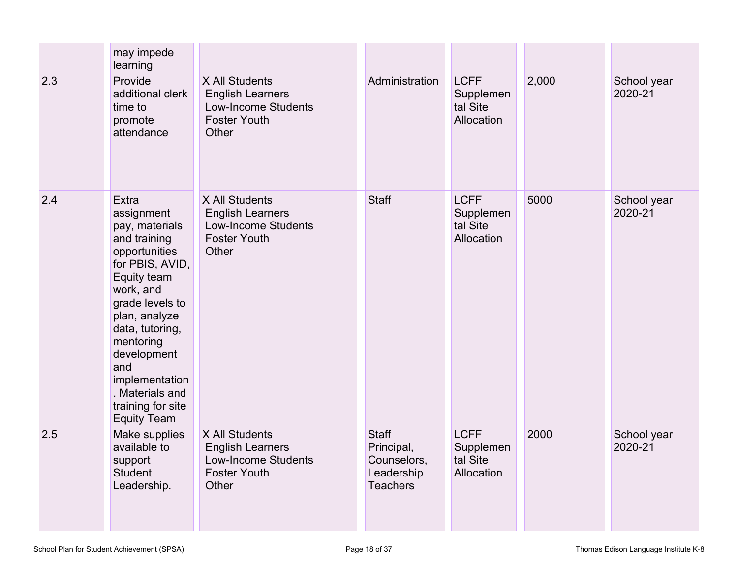|  | may impede learning |  |  |  |  |  |
|---|---|---|---|---|---|---|
| 2.3 | Provide additional clerk time to promote attendance | X All Students<br>English Learners<br>Low-Income Students<br>Foster Youth<br>Other | Administration | LCFF Supplemental Site Allocation | 2,000 | School year 2020-21 |
| 2.4 | Extra assignment pay, materials and training opportunities for PBIS, AVID, Equity team work, and grade levels to plan, analyze data, tutoring, mentoring development and implementation. Materials and training for site Equity Team | X All Students<br>English Learners<br>Low-Income Students<br>Foster Youth<br>Other | Staff | LCFF Supplemental Site Allocation | 5000 | School year 2020-21 |
| 2.5 | Make supplies available to support Student Leadership. | X All Students<br>English Learners<br>Low-Income Students<br>Foster Youth<br>Other | Staff<br>Principal, Counselors, Leadership Teachers | LCFF Supplemental Site Allocation | 2000 | School year 2020-21 |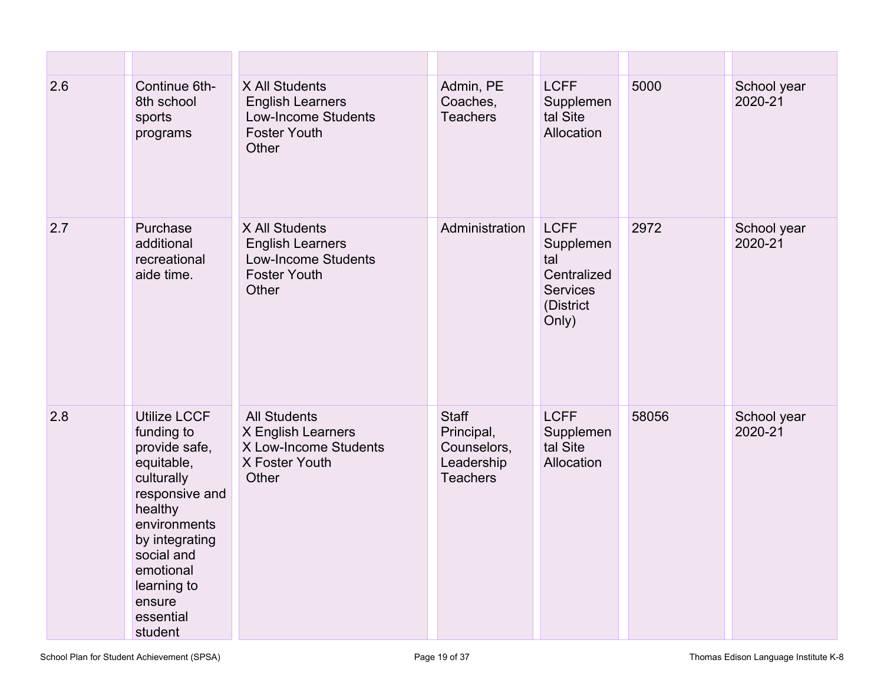| | | | | | | |
|---|---|---|---|---|---|---|
| 2.6 | Continue 6th-8th school sports programs | X All Students<br>English Learners<br>Low-Income Students<br>Foster Youth<br>Other | Admin, PE Coaches, Teachers | LCFF Supplemental Site Allocation | 5000 | School year 2020-21 |
| 2.7 | Purchase additional recreational aide time. | X All Students<br>English Learners<br>Low-Income Students<br>Foster Youth<br>Other | Administration | LCFF Supplemental Centralized Services (District Only) | 2972 | School year 2020-21 |
| 2.8 | Utilize LCCF funding to provide safe, equitable, culturally responsive and healthy environments by integrating social and emotional learning to ensure essential student | All Students<br>X English Learners<br>X Low-Income Students<br>X Foster Youth<br>Other | Staff Principal, Counselors, Leadership Teachers | LCFF Supplemental Site Allocation | 58056 | School year 2020-21 |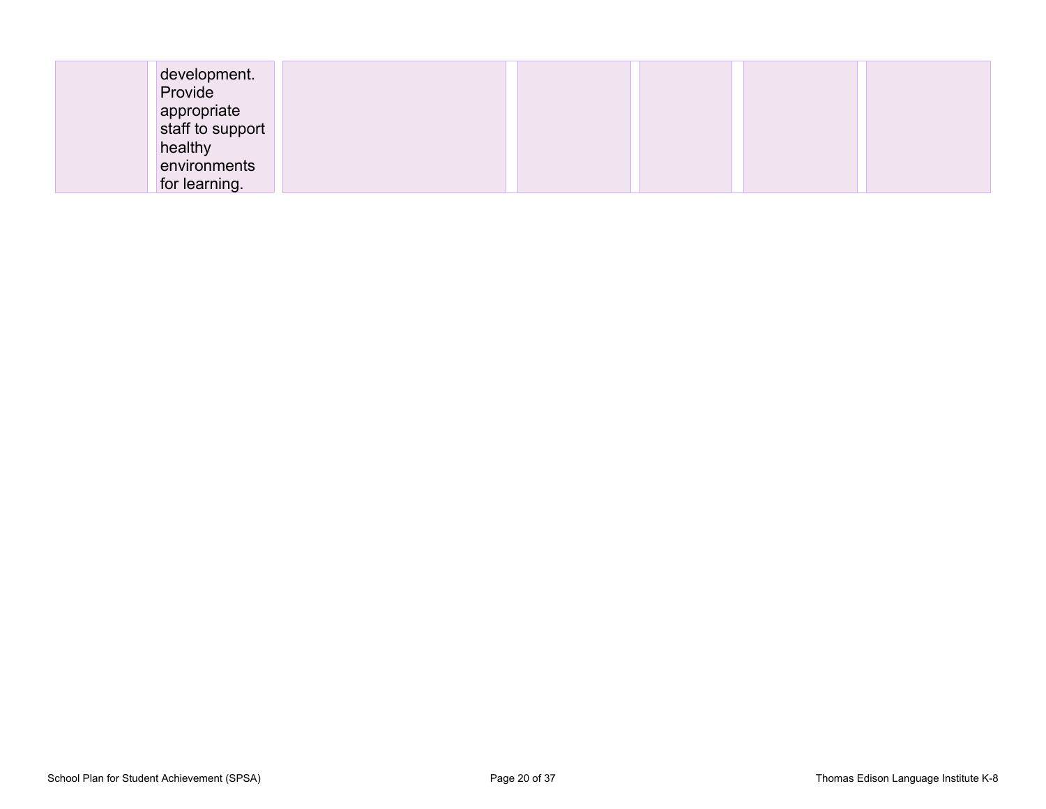| | | | | | | |
|---|---|---|---|---|---|---|
| | development. Provide appropriate staff to support healthy environments for learning. | | | | | |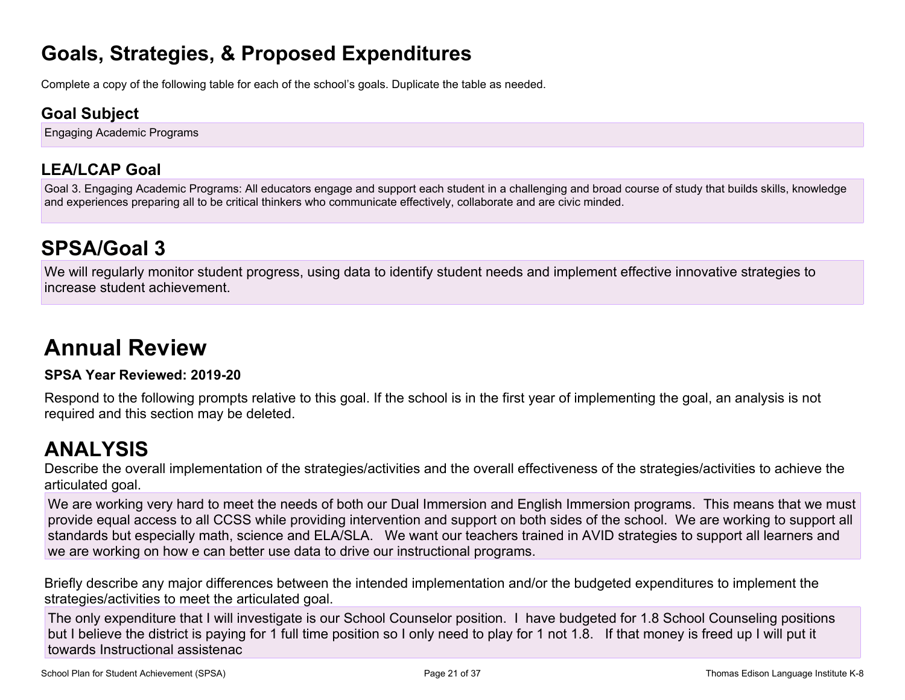# Goals, Strategies, & Proposed Expenditures

Complete a copy of the following table for each of the school's goals. Duplicate the table as needed.

## Goal Subject

Engaging Academic Programs

## LEA/LCAP Goal

Goal 3. Engaging Academic Programs: All educators engage and support each student in a challenging and broad course of study that builds skills, knowledge and experiences preparing all to be critical thinkers who communicate effectively, collaborate and are civic minded.

# SPSA/Goal 3

We will regularly monitor student progress, using data to identify student needs and implement effective innovative strategies to increase student achievement.

# Annual Review

**SPSA Year Reviewed: 2019-20**

Respond to the following prompts relative to this goal. If the school is in the first year of implementing the goal, an analysis is not required and this section may be deleted.

# ANALYSIS

Describe the overall implementation of the strategies/activities and the overall effectiveness of the strategies/activities to achieve the articulated goal.

We are working very hard to meet the needs of both our Dual Immersion and English Immersion programs. This means that we must provide equal access to all CCSS while providing intervention and support on both sides of the school. We are working to support all standards but especially math, science and ELA/SLA. We want our teachers trained in AVID strategies to support all learners and we are working on how e can better use data to drive our instructional programs.

Briefly describe any major differences between the intended implementation and/or the budgeted expenditures to implement the strategies/activities to meet the articulated goal.

The only expenditure that I will investigate is our School Counselor position. I have budgeted for 1.8 School Counseling positions but I believe the district is paying for 1 full time position so I only need to play for 1 not 1.8. If that money is freed up I will put it towards Instructional assistenac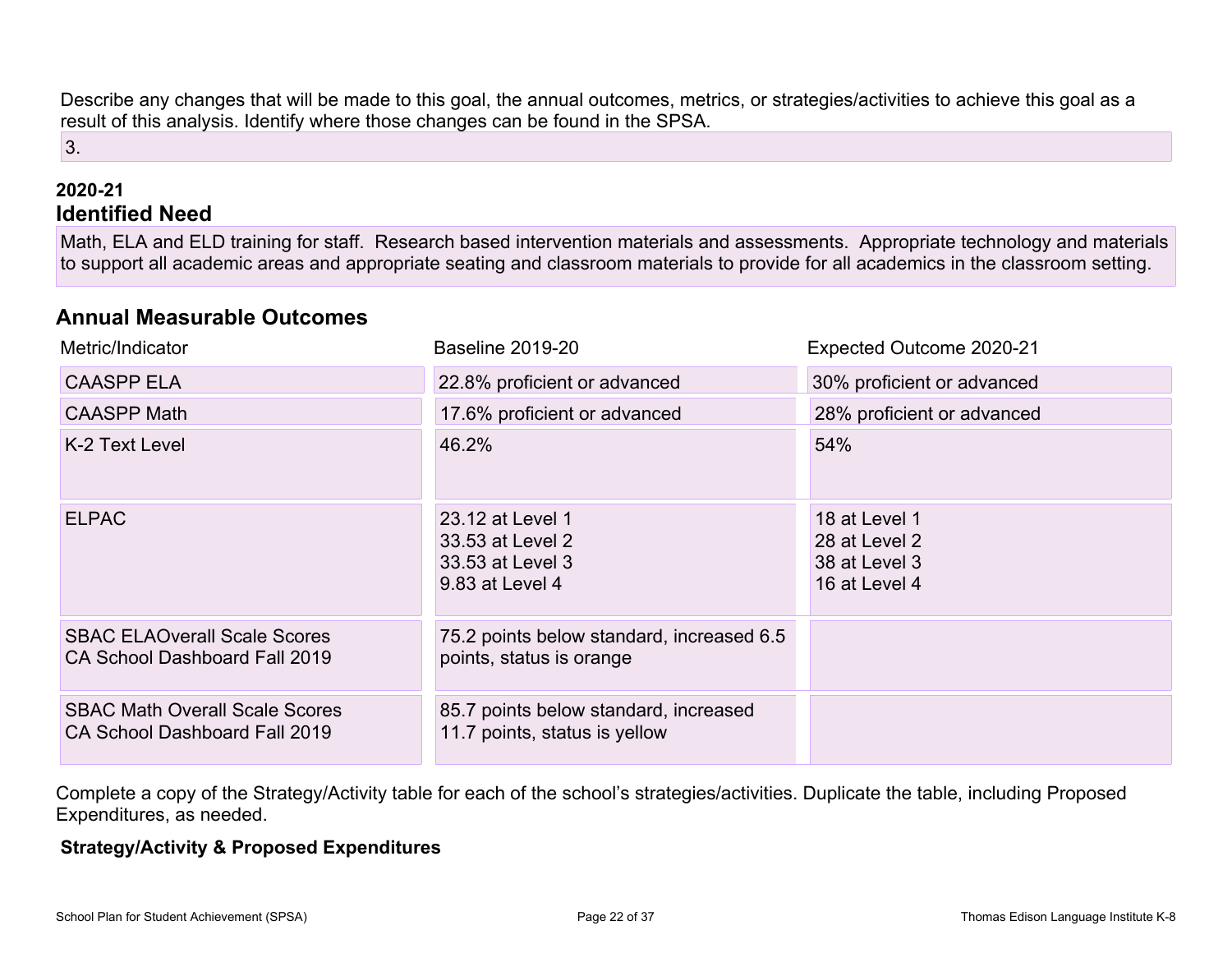Describe any changes that will be made to this goal, the annual outcomes, metrics, or strategies/activities to achieve this goal as a result of this analysis. Identify where those changes can be found in the SPSA.

3.

**2020-21**

## Identified Need

Math, ELA and ELD training for staff. Research based intervention materials and assessments. Appropriate technology and materials to support all academic areas and appropriate seating and classroom materials to provide for all academics in the classroom setting.

## Annual Measurable Outcomes

| Metric/Indicator | Baseline 2019-20 | Expected Outcome 2020-21 |
|---|---|---|
| CAASPP ELA | 22.8% proficient or advanced | 30% proficient or advanced |
| CAASPP Math | 17.6% proficient or advanced | 28% proficient or advanced |
| K-2 Text Level | 46.2% | 54% |
| ELPAC | 23.12 at Level 1<br>33.53 at Level 2<br>33.53 at Level 3<br>9.83 at Level 4 | 18 at Level 1<br>28 at Level 2<br>38 at Level 3<br>16 at Level 4 |
| SBAC ELAOverall Scale Scores<br>CA School Dashboard Fall 2019 | 75.2 points below standard, increased 6.5 points, status is orange | |
| SBAC Math Overall Scale Scores<br>CA School Dashboard Fall 2019 | 85.7 points below standard, increased 11.7 points, status is yellow | |

Complete a copy of the Strategy/Activity table for each of the school's strategies/activities. Duplicate the table, including Proposed Expenditures, as needed.

**Strategy/Activity & Proposed Expenditures**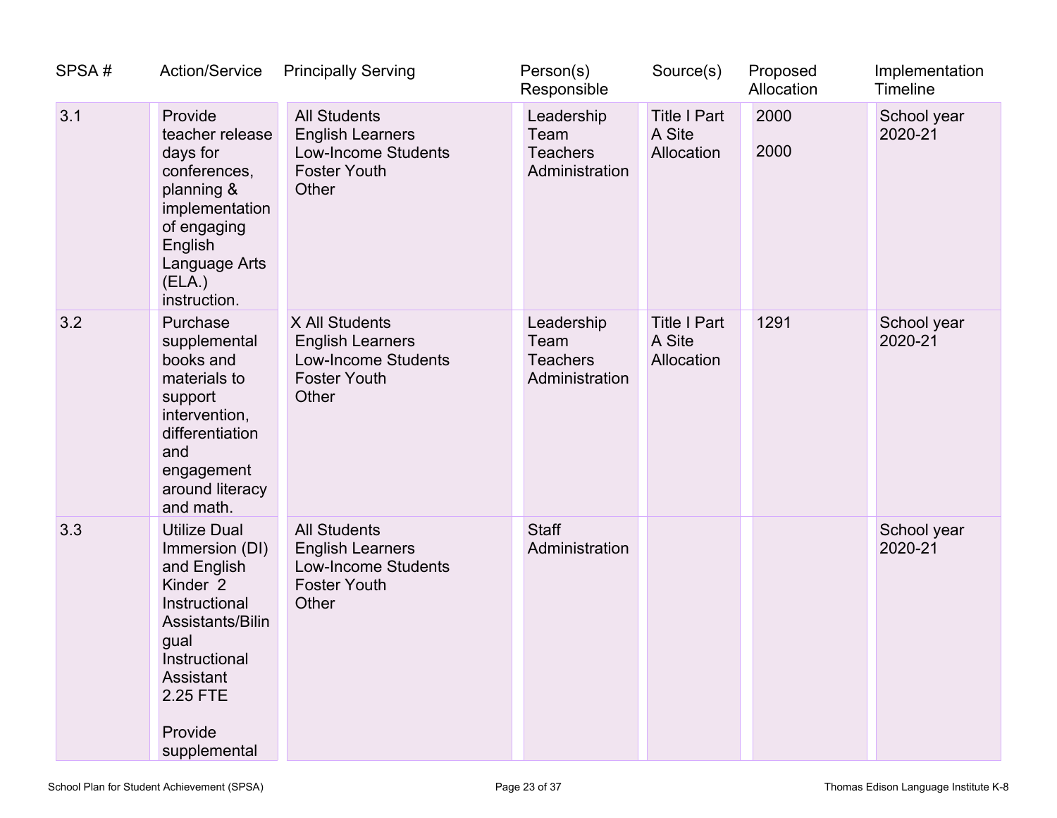| SPSA # | Action/Service | Principally Serving | Person(s) Responsible | Source(s) | Proposed Allocation | Implementation Timeline |
|---|---|---|---|---|---|---|
| 3.1 | Provide teacher release days for conferences, planning & implementation of engaging English Language Arts (ELA.) instruction. | All Students<br>English Learners<br>Low-Income Students<br>Foster Youth<br>Other | Leadership Team<br>Teachers<br>Administration | Title I Part A Site Allocation | 2000<br><br>2000 | School year 2020-21 |
| 3.2 | Purchase supplemental books and materials to support intervention, differentiation and engagement around literacy and math. | X All Students<br>English Learners<br>Low-Income Students<br>Foster Youth<br>Other | Leadership Team<br>Teachers<br>Administration | Title I Part A Site Allocation | 1291 | School year 2020-21 |
| 3.3 | Utilize Dual Immersion (DI) and English Kinder 2 Instructional Assistants/Bilingual Instructional Assistant 2.25 FTE<br><br>Provide supplemental | All Students<br>English Learners<br>Low-Income Students<br>Foster Youth<br>Other | Staff<br>Administration | | | School year 2020-21 |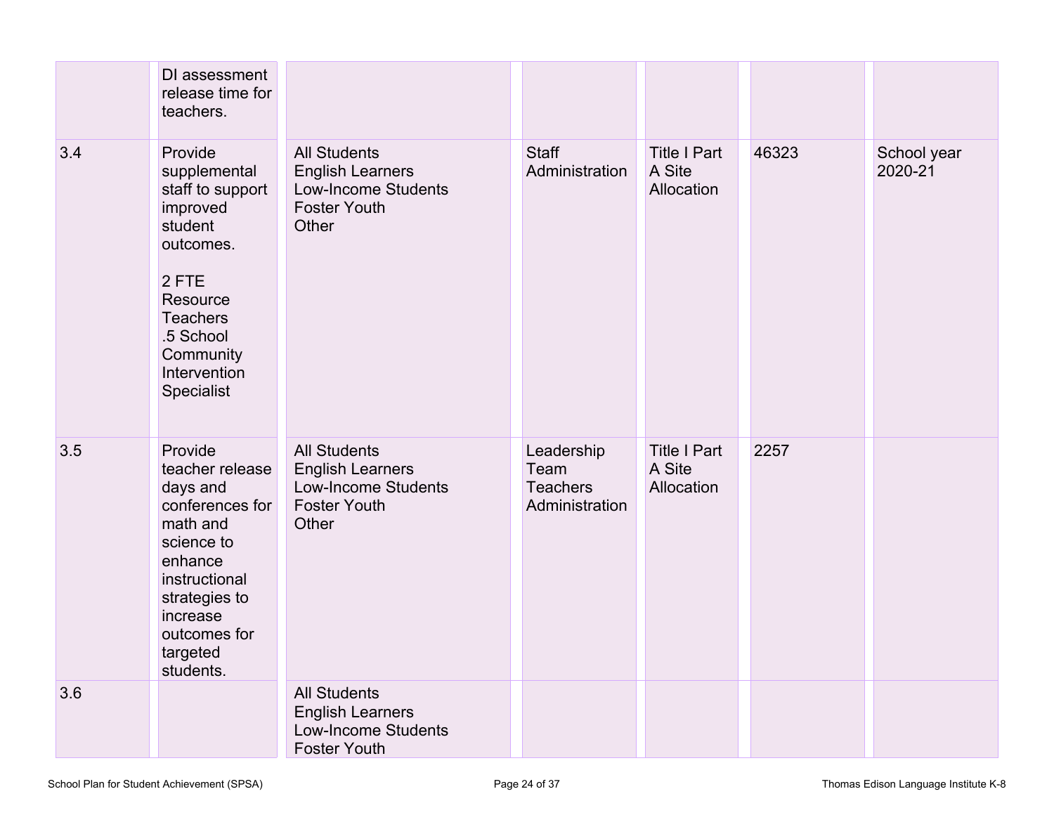| | | | | | | |
|---|---|---|---|---|---|---|
| | DI assessment release time for teachers. | | | | | |
| 3.4 | Provide supplemental staff to support improved student outcomes.<br><br>2 FTE Resource Teachers<br>.5 School Community Intervention Specialist | All Students<br>English Learners<br>Low-Income Students<br>Foster Youth<br>Other | Staff<br>Administration | Title I Part A Site Allocation | 46323 | School year 2020-21 |
| 3.5 | Provide teacher release days and conferences for math and science to enhance instructional strategies to increase outcomes for targeted students. | All Students<br>English Learners<br>Low-Income Students<br>Foster Youth<br>Other | Leadership Team<br>Teachers<br>Administration | Title I Part A Site Allocation | 2257 | |
| 3.6 | | All Students<br>English Learners<br>Low-Income Students<br>Foster Youth | | | | |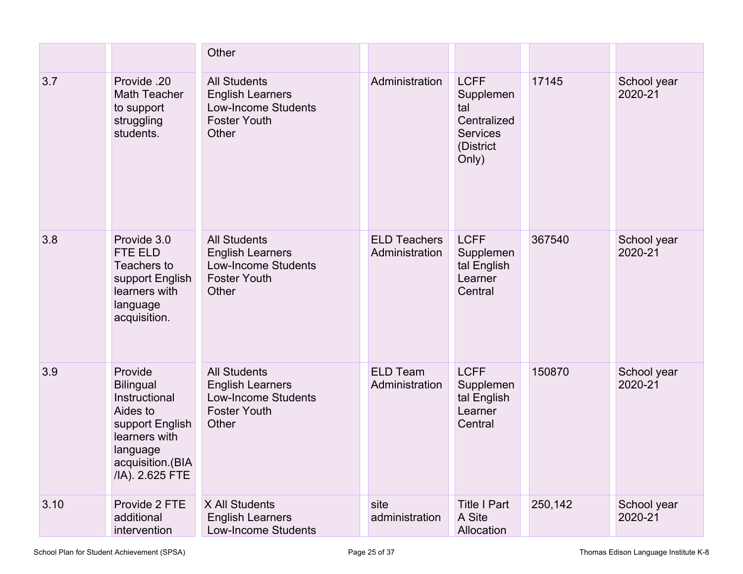| | | | | | | |
|---|---|---|---|---|---|---|
| | | Other | | | | |
| 3.7 | Provide .20 Math Teacher to support struggling students. | All Students<br>English Learners<br>Low-Income Students<br>Foster Youth<br>Other | Administration | LCFF Supplemental Centralized Services (District Only) | 17145 | School year 2020-21 |
| 3.8 | Provide 3.0 FTE ELD Teachers to support English learners with language acquisition. | All Students<br>English Learners<br>Low-Income Students<br>Foster Youth<br>Other | ELD Teachers<br>Administration | LCFF Supplemental English Learner Central | 367540 | School year 2020-21 |
| 3.9 | Provide Bilingual Instructional Aides to support English learners with language acquisition.(BIA/IA). 2.625 FTE | All Students<br>English Learners<br>Low-Income Students<br>Foster Youth<br>Other | ELD Team<br>Administration | LCFF Supplemental English Learner Central | 150870 | School year 2020-21 |
| 3.10 | Provide 2 FTE additional intervention | X All Students<br>English Learners<br>Low-Income Students | site administration | Title I Part A Site Allocation | 250,142 | School year 2020-21 |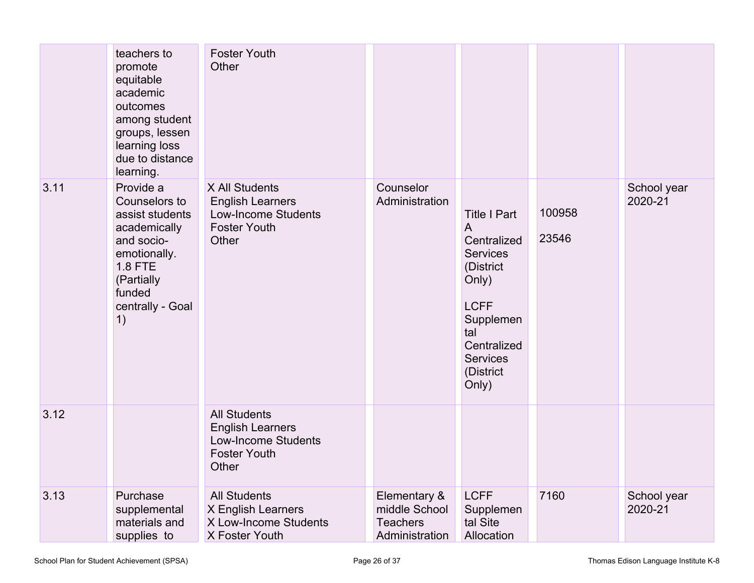| | | | | | | |
|---|---|---|---|---|---|---|
| | teachers to promote equitable academic outcomes among student groups, lessen learning loss due to distance learning. | Foster Youth<br>Other | | | | |
| 3.11 | Provide a Counselors to assist students academically and socio-emotionally. 1.8 FTE (Partially funded centrally - Goal 1) | X All Students<br>English Learners<br>Low-Income Students<br>Foster Youth<br>Other | Counselor<br>Administration | Title I Part A Centralized Services (District Only)<br><br>LCFF Supplemental Centralized Services (District Only) | 100958<br><br>23546 | School year 2020-21 |
| 3.12 | | All Students<br>English Learners<br>Low-Income Students<br>Foster Youth<br>Other | | | | |
| 3.13 | Purchase supplemental materials and supplies to | All Students<br>X English Learners<br>X Low-Income Students<br>X Foster Youth | Elementary & middle School Teachers<br>Administration | LCFF Supplemental Site Allocation | 7160 | School year 2020-21 |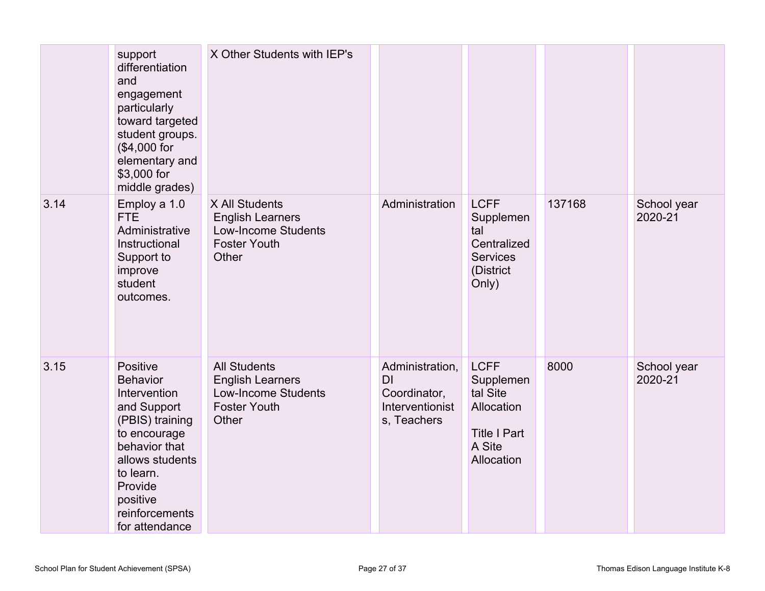| | | | | | | |
|---|---|---|---|---|---|---|
| | support differentiation and engagement particularly toward targeted student groups. ($4,000 for elementary and $3,000 for middle grades) | X Other Students with IEP's | | | | |
| 3.14 | Employ a 1.0 FTE Administrative Instructional Support to improve student outcomes. | X All Students<br>English Learners<br>Low-Income Students<br>Foster Youth<br>Other | Administration | LCFF Supplemental Centralized Services (District Only) | 137168 | School year 2020-21 |
| 3.15 | Positive Behavior Intervention and Support (PBIS) training to encourage behavior that allows students to learn. Provide positive reinforcements for attendance | All Students<br>English Learners<br>Low-Income Students<br>Foster Youth<br>Other | Administration, DI Coordinator, Interventionists, Teachers | LCFF Supplemental Site Allocation<br><br>Title I Part A Site Allocation | 8000 | School year 2020-21 |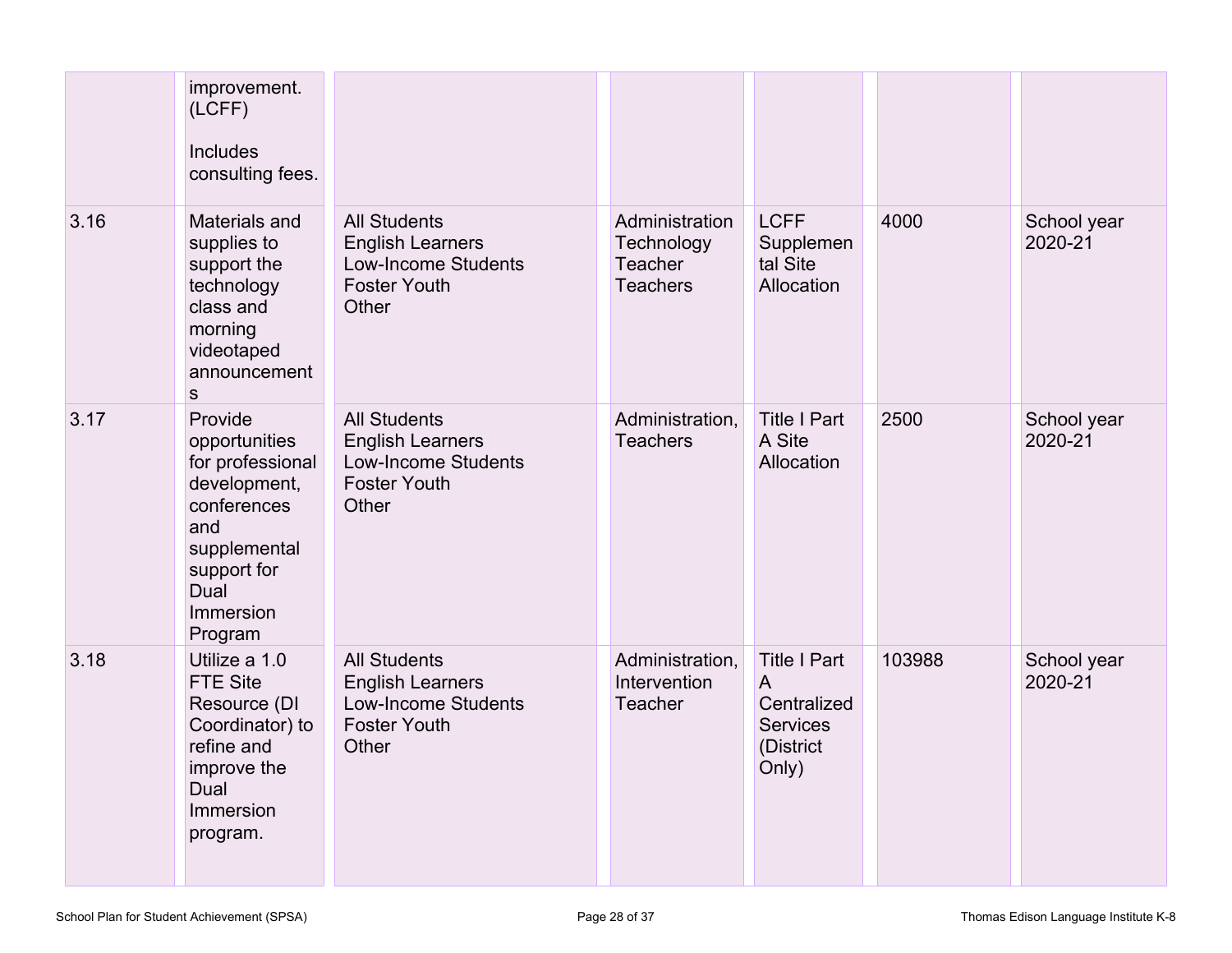| | | | | | | |
|---|---|---|---|---|---|---|
| | improvement. (LCFF)<br><br>Includes consulting fees. | | | | | |
| 3.16 | Materials and supplies to support the technology class and morning videotaped announcements | All Students<br>English Learners<br>Low-Income Students<br>Foster Youth<br>Other | Administration<br>Technology Teacher<br>Teachers | LCFF Supplemental Site Allocation | 4000 | School year 2020-21 |
| 3.17 | Provide opportunities for professional development, conferences and supplemental support for Dual Immersion Program | All Students<br>English Learners<br>Low-Income Students<br>Foster Youth<br>Other | Administration, Teachers | Title I Part A Site Allocation | 2500 | School year 2020-21 |
| 3.18 | Utilize a 1.0 FTE Site Resource (DI Coordinator) to refine and improve the Dual Immersion program. | All Students<br>English Learners<br>Low-Income Students<br>Foster Youth<br>Other | Administration, Intervention Teacher | Title I Part A Centralized Services (District Only) | 103988 | School year 2020-21 |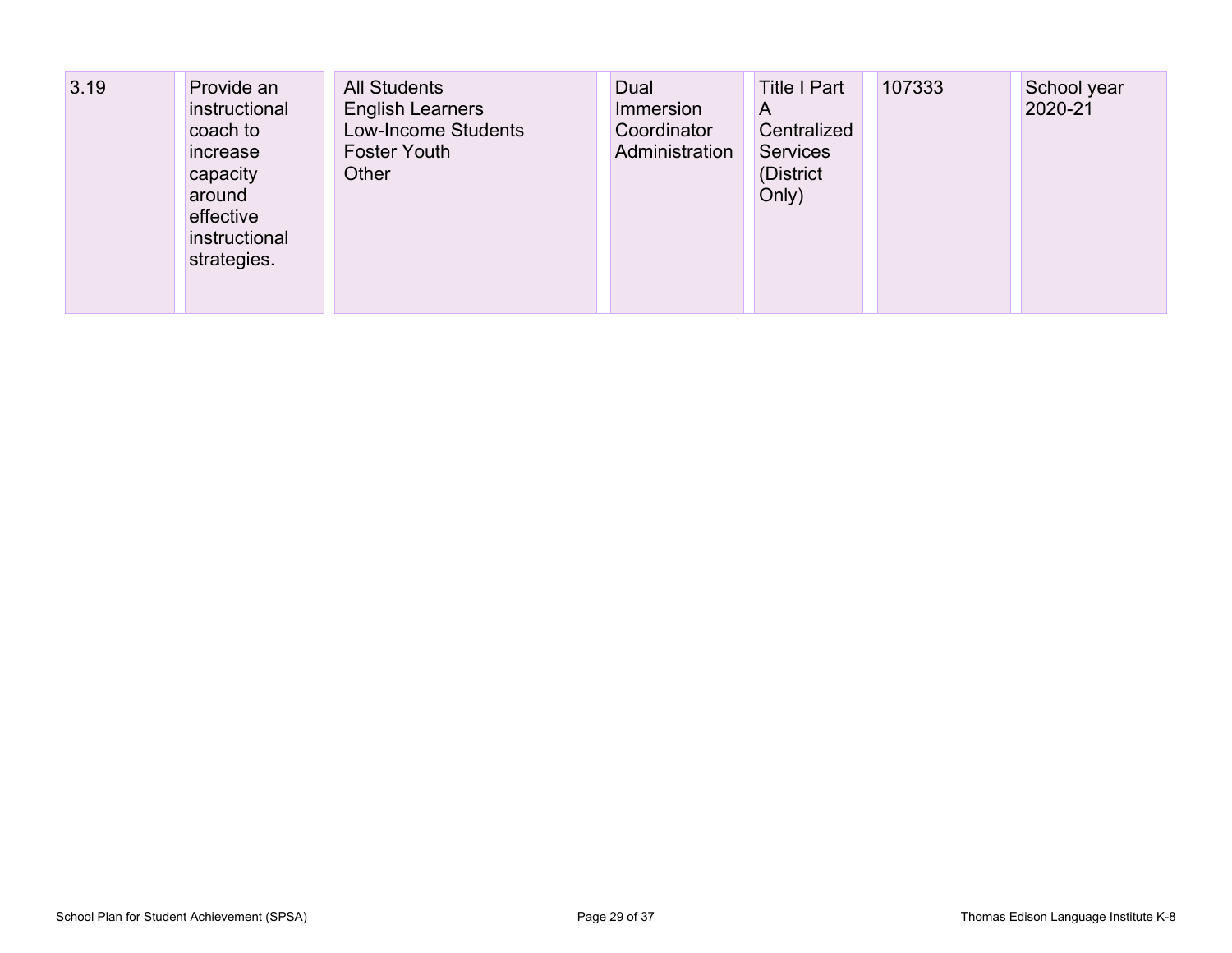| | | | | | | |
|---|---|---|---|---|---|---|
| 3.19 | Provide an instructional coach to increase capacity around effective instructional strategies. | All Students<br>English Learners<br>Low-Income Students<br>Foster Youth<br>Other | Dual Immersion Coordinator Administration | Title I Part A Centralized Services (District Only) | 107333 | School year 2020-21 |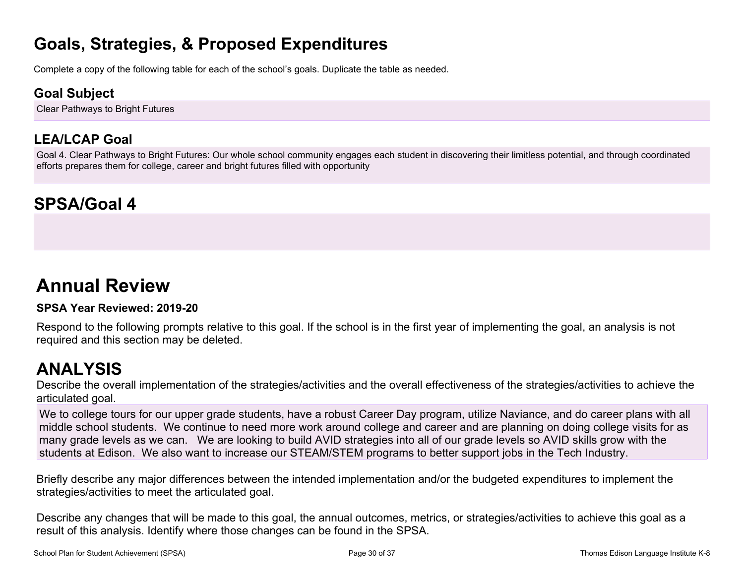# Goals, Strategies, & Proposed Expenditures

Complete a copy of the following table for each of the school's goals. Duplicate the table as needed.

## Goal Subject

Clear Pathways to Bright Futures

## LEA/LCAP Goal

Goal 4. Clear Pathways to Bright Futures: Our whole school community engages each student in discovering their limitless potential, and through coordinated efforts prepares them for college, career and bright futures filled with opportunity

# SPSA/Goal 4

# Annual Review

**SPSA Year Reviewed: 2019-20**

Respond to the following prompts relative to this goal. If the school is in the first year of implementing the goal, an analysis is not required and this section may be deleted.

# ANALYSIS

Describe the overall implementation of the strategies/activities and the overall effectiveness of the strategies/activities to achieve the articulated goal.

We to college tours for our upper grade students, have a robust Career Day program, utilize Naviance, and do career plans with all middle school students. We continue to need more work around college and career and are planning on doing college visits for as many grade levels as we can. We are looking to build AVID strategies into all of our grade levels so AVID skills grow with the students at Edison. We also want to increase our STEAM/STEM programs to better support jobs in the Tech Industry.

Briefly describe any major differences between the intended implementation and/or the budgeted expenditures to implement the strategies/activities to meet the articulated goal.

Describe any changes that will be made to this goal, the annual outcomes, metrics, or strategies/activities to achieve this goal as a result of this analysis. Identify where those changes can be found in the SPSA.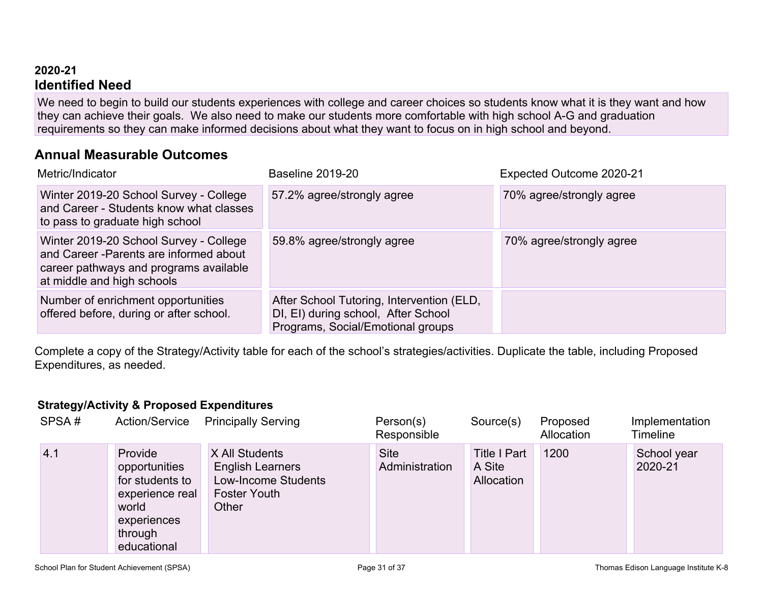### 2020-21

## Identified Need

We need to begin to build our students experiences with college and career choices so students know what it is they want and how they can achieve their goals. We also need to make our students more comfortable with high school A-G and graduation requirements so they can make informed decisions about what they want to focus on in high school and beyond.

## Annual Measurable Outcomes

| Metric/Indicator | Baseline 2019-20 | Expected Outcome 2020-21 |
| --- | --- | --- |
| Winter 2019-20 School Survey - College and Career - Students know what classes to pass to graduate high school | 57.2% agree/strongly agree | 70% agree/strongly agree |
| Winter 2019-20 School Survey - College and Career -Parents are informed about career pathways and programs available at middle and high schools | 59.8% agree/strongly agree | 70% agree/strongly agree |
| Number of enrichment opportunities offered before, during or after school. | After School Tutoring, Intervention (ELD, DI, EI) during school, After School Programs, Social/Emotional groups | |

Complete a copy of the Strategy/Activity table for each of the school's strategies/activities. Duplicate the table, including Proposed Expenditures, as needed.

### Strategy/Activity & Proposed Expenditures

| SPSA # | Action/Service | Principally Serving | Person(s) Responsible | Source(s) | Proposed Allocation | Implementation Timeline |
| --- | --- | --- | --- | --- | --- | --- |
| 4.1 | Provide opportunities for students to experience real world experiences through educational | X All Students<br>English Learners<br>Low-Income Students<br>Foster Youth<br>Other | Site Administration | Title I Part A Site Allocation | 1200 | School year 2020-21 |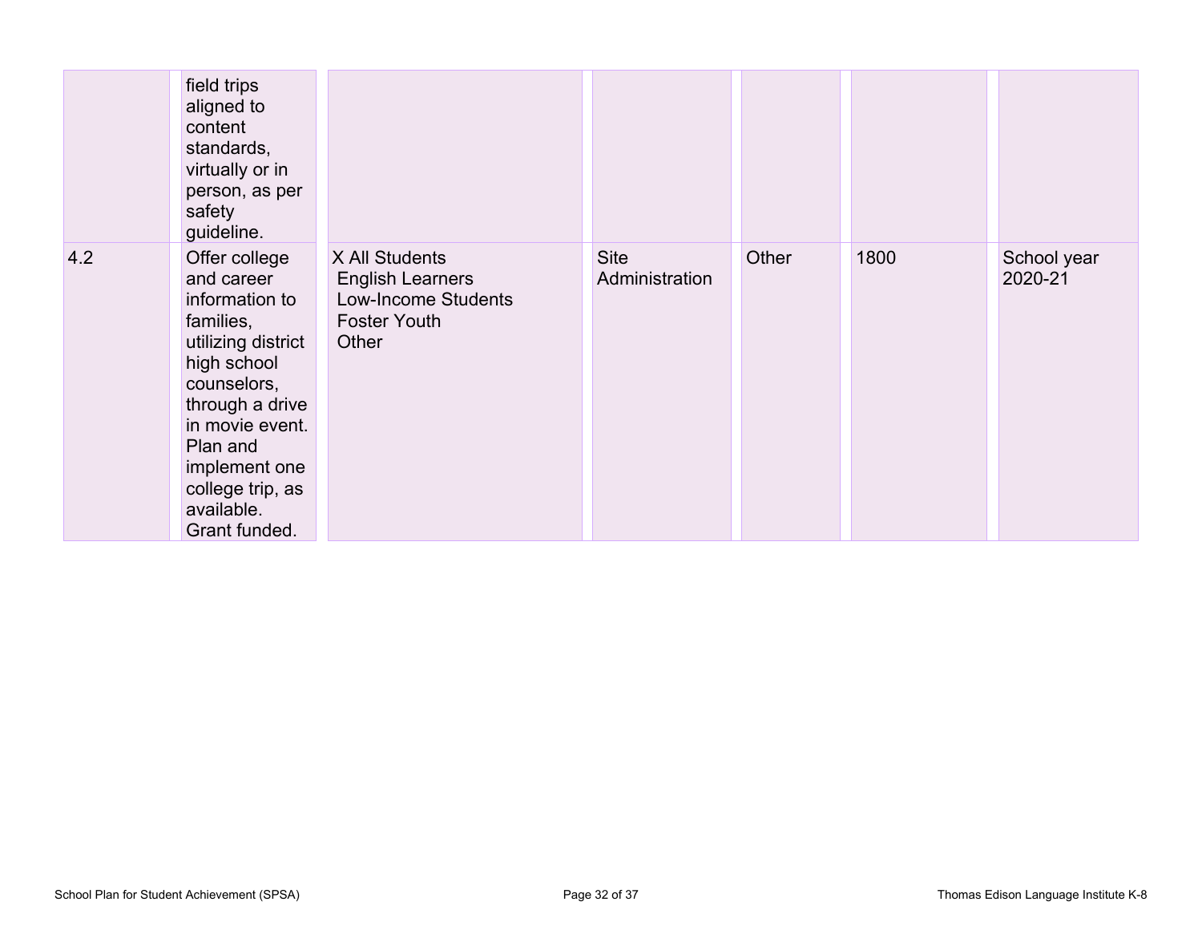| | | | | | | |
|---|---|---|---|---|---|---|
| | field trips aligned to content standards, virtually or in person, as per safety guideline. | | | | | |
| 4.2 | Offer college and career information to families, utilizing district high school counselors, through a drive in movie event. Plan and implement one college trip, as available. Grant funded. | X All Students<br>English Learners<br>Low-Income Students<br>Foster Youth<br>Other | Site Administration | Other | 1800 | School year 2020-21 |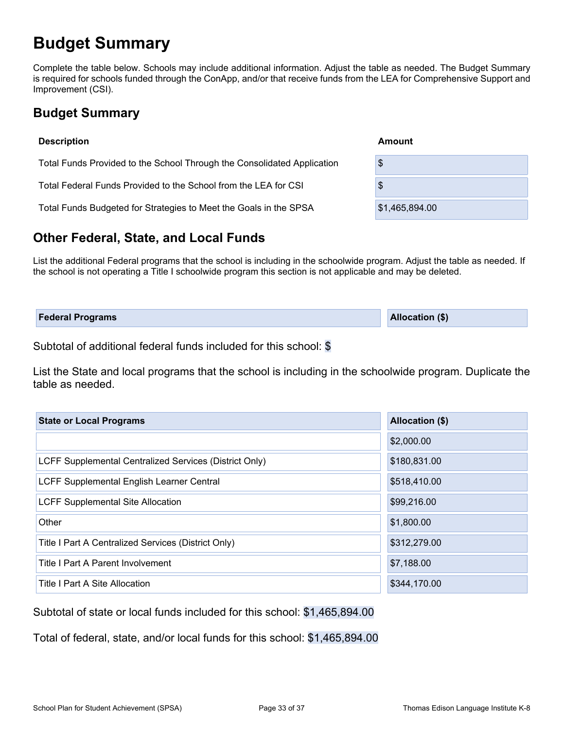# Budget Summary

Complete the table below. Schools may include additional information. Adjust the table as needed. The Budget Summary is required for schools funded through the ConApp, and/or that receive funds from the LEA for Comprehensive Support and Improvement (CSI).

## Budget Summary

| Description | Amount |
|---|---|
| Total Funds Provided to the School Through the Consolidated Application | $ |
| Total Federal Funds Provided to the School from the LEA for CSI | $ |
| Total Funds Budgeted for Strategies to Meet the Goals in the SPSA | $1,465,894.00 |

## Other Federal, State, and Local Funds

List the additional Federal programs that the school is including in the schoolwide program. Adjust the table as needed. If the school is not operating a Title I schoolwide program this section is not applicable and may be deleted.

| Federal Programs | Allocation ($) |
|---|---|

Subtotal of additional federal funds included for this school: $

List the State and local programs that the school is including in the schoolwide program. Duplicate the table as needed.

| State or Local Programs | Allocation ($) |
|---|---|
| | $2,000.00 |
| LCFF Supplemental Centralized Services (District Only) | $180,831.00 |
| LCFF Supplemental English Learner Central | $518,410.00 |
| LCFF Supplemental Site Allocation | $99,216.00 |
| Other | $1,800.00 |
| Title I Part A Centralized Services (District Only) | $312,279.00 |
| Title I Part A Parent Involvement | $7,188.00 |
| Title I Part A Site Allocation | $344,170.00 |

Subtotal of state or local funds included for this school: $1,465,894.00

Total of federal, state, and/or local funds for this school: $1,465,894.00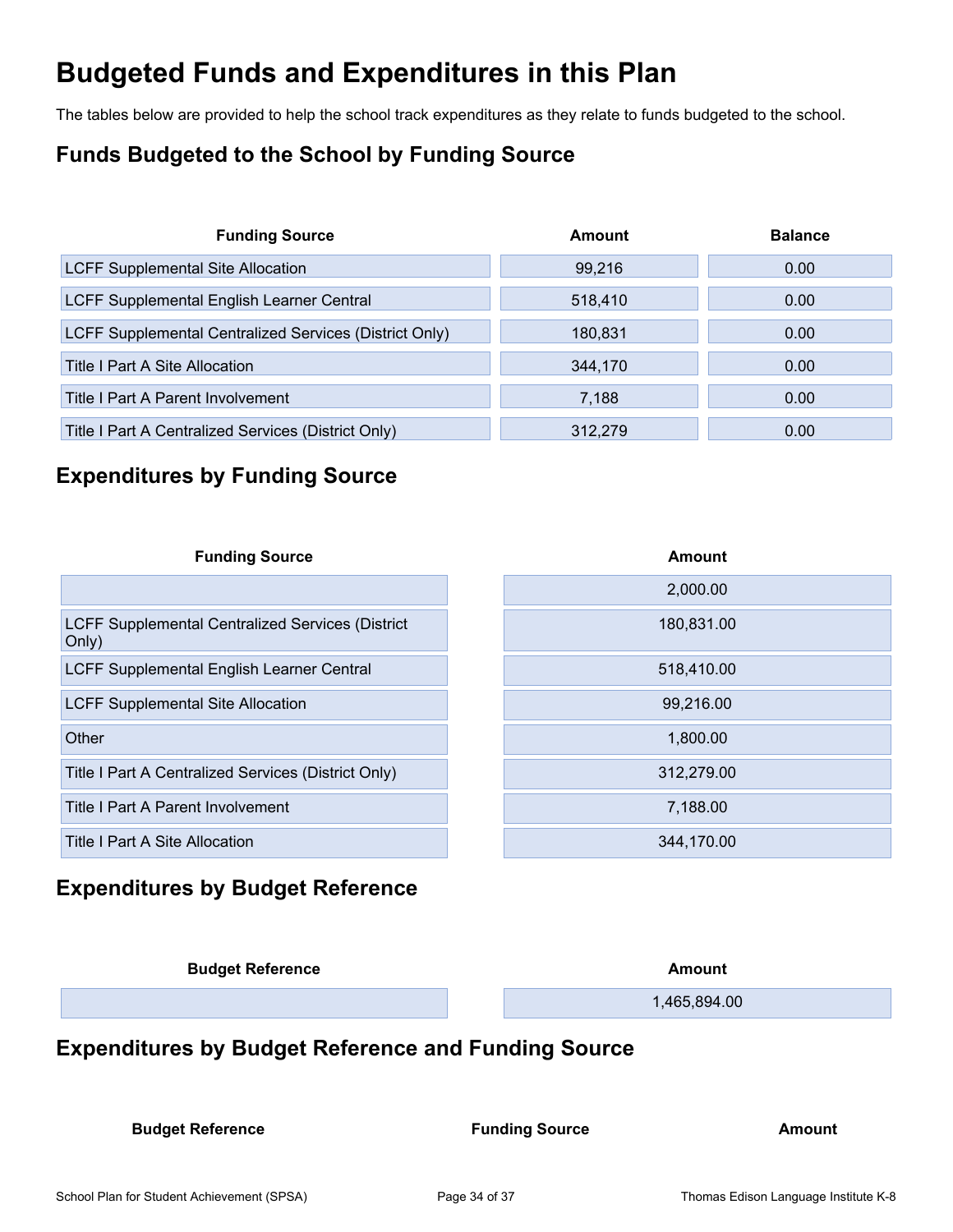# Budgeted Funds and Expenditures in this Plan

The tables below are provided to help the school track expenditures as they relate to funds budgeted to the school.

## Funds Budgeted to the School by Funding Source

| Funding Source | Amount | Balance |
|---|---|---|
| LCFF Supplemental Site Allocation | 99,216 | 0.00 |
| LCFF Supplemental English Learner Central | 518,410 | 0.00 |
| LCFF Supplemental Centralized Services (District Only) | 180,831 | 0.00 |
| Title I Part A Site Allocation | 344,170 | 0.00 |
| Title I Part A Parent Involvement | 7,188 | 0.00 |
| Title I Part A Centralized Services (District Only) | 312,279 | 0.00 |

## Expenditures by Funding Source

| Funding Source | Amount |
|---|---|
| | 2,000.00 |
| LCFF Supplemental Centralized Services (District Only) | 180,831.00 |
| LCFF Supplemental English Learner Central | 518,410.00 |
| LCFF Supplemental Site Allocation | 99,216.00 |
| Other | 1,800.00 |
| Title I Part A Centralized Services (District Only) | 312,279.00 |
| Title I Part A Parent Involvement | 7,188.00 |
| Title I Part A Site Allocation | 344,170.00 |

## Expenditures by Budget Reference

| Budget Reference | Amount |
|---|---|
| | 1,465,894.00 |

## Expenditures by Budget Reference and Funding Source

| Budget Reference | Funding Source | Amount |
|---|---|---|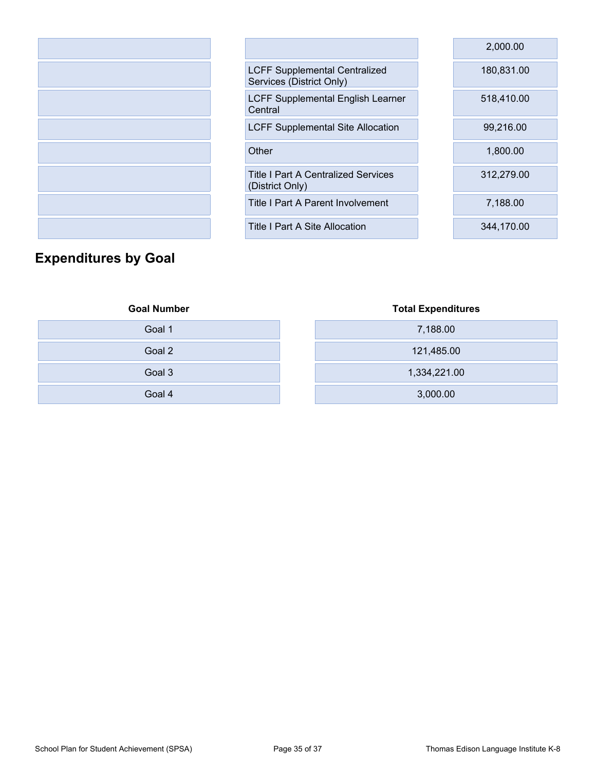| | | |
|---|---|---|
| | | 2,000.00 |
| | LCFF Supplemental Centralized Services (District Only) | 180,831.00 |
| | LCFF Supplemental English Learner Central | 518,410.00 |
| | LCFF Supplemental Site Allocation | 99,216.00 |
| | Other | 1,800.00 |
| | Title I Part A Centralized Services (District Only) | 312,279.00 |
| | Title I Part A Parent Involvement | 7,188.00 |
| | Title I Part A Site Allocation | 344,170.00 |

## Expenditures by Goal

| Goal Number | Total Expenditures |
|---|---|
| Goal 1 | 7,188.00 |
| Goal 2 | 121,485.00 |
| Goal 3 | 1,334,221.00 |
| Goal 4 | 3,000.00 |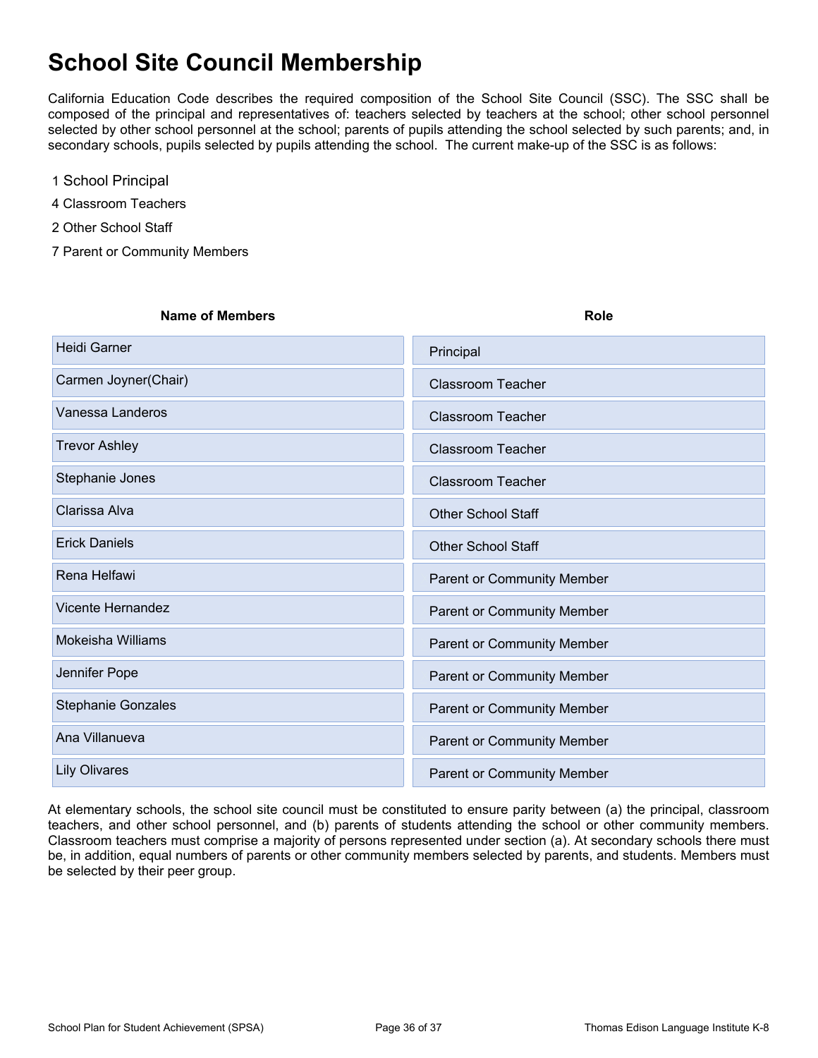# School Site Council Membership

California Education Code describes the required composition of the School Site Council (SSC). The SSC shall be composed of the principal and representatives of: teachers selected by teachers at the school; other school personnel selected by other school personnel at the school; parents of pupils attending the school selected by such parents; and, in secondary schools, pupils selected by pupils attending the school. The current make-up of the SSC is as follows:

1 School Principal

4 Classroom Teachers

2 Other School Staff

7 Parent or Community Members

| Name of Members | Role |
|---|---|
| Heidi Garner | Principal |
| Carmen Joyner(Chair) | Classroom Teacher |
| Vanessa Landeros | Classroom Teacher |
| Trevor Ashley | Classroom Teacher |
| Stephanie Jones | Classroom Teacher |
| Clarissa Alva | Other School Staff |
| Erick Daniels | Other School Staff |
| Rena Helfawi | Parent or Community Member |
| Vicente Hernandez | Parent or Community Member |
| Mokeisha Williams | Parent or Community Member |
| Jennifer Pope | Parent or Community Member |
| Stephanie Gonzales | Parent or Community Member |
| Ana Villanueva | Parent or Community Member |
| Lily Olivares | Parent or Community Member |

At elementary schools, the school site council must be constituted to ensure parity between (a) the principal, classroom teachers, and other school personnel, and (b) parents of students attending the school or other community members. Classroom teachers must comprise a majority of persons represented under section (a). At secondary schools there must be, in addition, equal numbers of parents or other community members selected by parents, and students. Members must be selected by their peer group.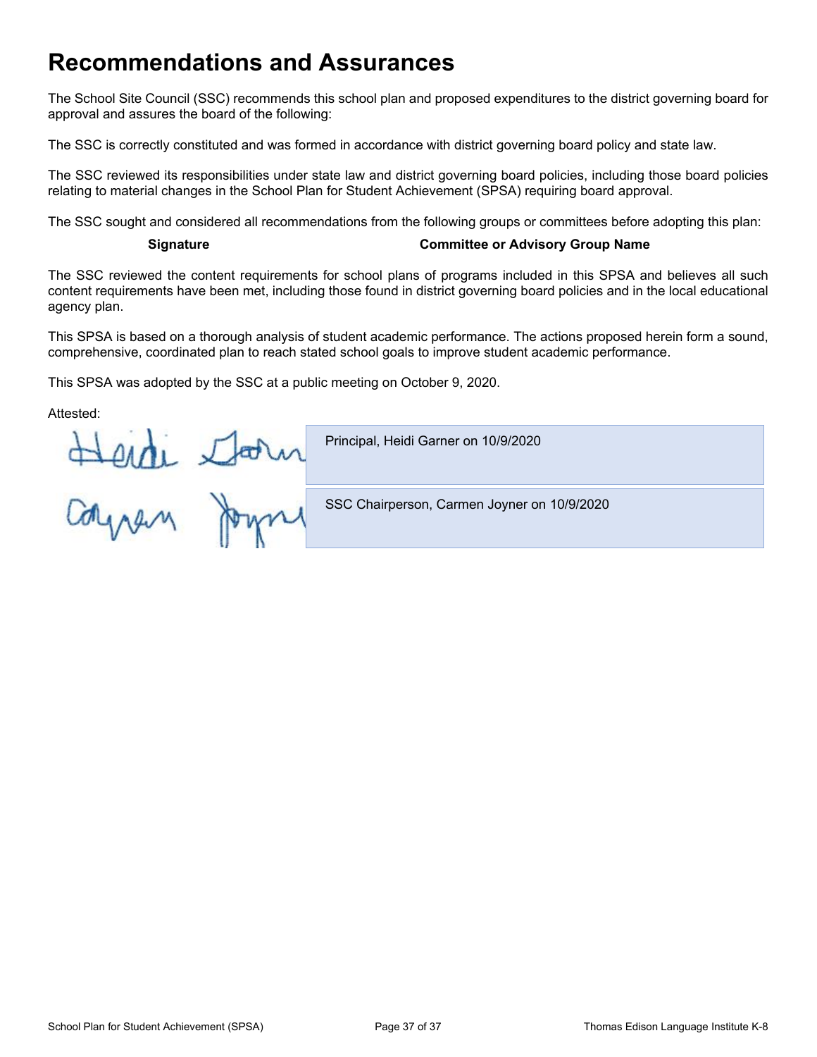# Recommendations and Assurances

The School Site Council (SSC) recommends this school plan and proposed expenditures to the district governing board for approval and assures the board of the following:

The SSC is correctly constituted and was formed in accordance with district governing board policy and state law.

The SSC reviewed its responsibilities under state law and district governing board policies, including those board policies relating to material changes in the School Plan for Student Achievement (SPSA) requiring board approval.

The SSC sought and considered all recommendations from the following groups or committees before adopting this plan:

| Signature | Committee or Advisory Group Name |
| --- | --- |

The SSC reviewed the content requirements for school plans of programs included in this SPSA and believes all such content requirements have been met, including those found in district governing board policies and in the local educational agency plan.

This SPSA is based on a thorough analysis of student academic performance. The actions proposed herein form a sound, comprehensive, coordinated plan to reach stated school goals to improve student academic performance.

This SPSA was adopted by the SSC at a public meeting on October 9, 2020.

Attested:

| Signature | |
| --- | --- |
| Heidi Garner | Principal, Heidi Garner on 10/9/2020 |
| Carmen Joyner | SSC Chairperson, Carmen Joyner on 10/9/2020 |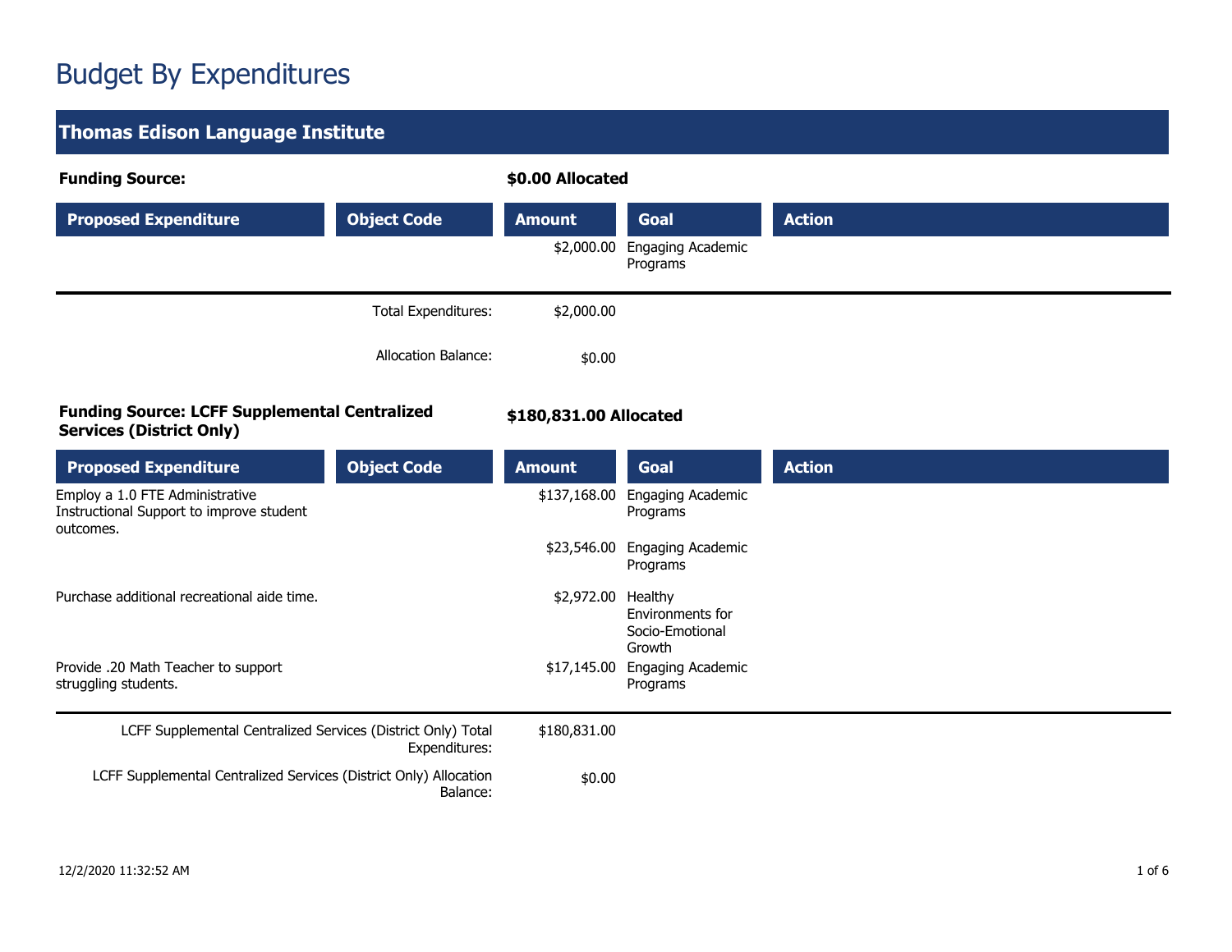# Budget By Expenditures

## Thomas Edison Language Institute

**Funding Source:** **$0.00 Allocated**

| Proposed Expenditure | Object Code | Amount | Goal | Action |
| --- | --- | --- | --- | --- |
| | | $2,000.00 | Engaging Academic Programs | |

| | |
| --- | --- |
| Total Expenditures: | $2,000.00 |
| Allocation Balance: | $0.00 |

**Funding Source: LCFF Supplemental Centralized Services (District Only)** **$180,831.00 Allocated**

| Proposed Expenditure | Object Code | Amount | Goal | Action |
| --- | --- | --- | --- | --- |
| Employ a 1.0 FTE Administrative Instructional Support to improve student outcomes. | | $137,168.00 | Engaging Academic Programs | |
| | | $23,546.00 | Engaging Academic Programs | |
| Purchase additional recreational aide time. | | $2,972.00 | Healthy Environments for Socio-Emotional Growth | |
| Provide .20 Math Teacher to support struggling students. | | $17,145.00 | Engaging Academic Programs | |

| | |
| --- | --- |
| LCFF Supplemental Centralized Services (District Only) Total Expenditures: | $180,831.00 |
| LCFF Supplemental Centralized Services (District Only) Allocation Balance: | $0.00 |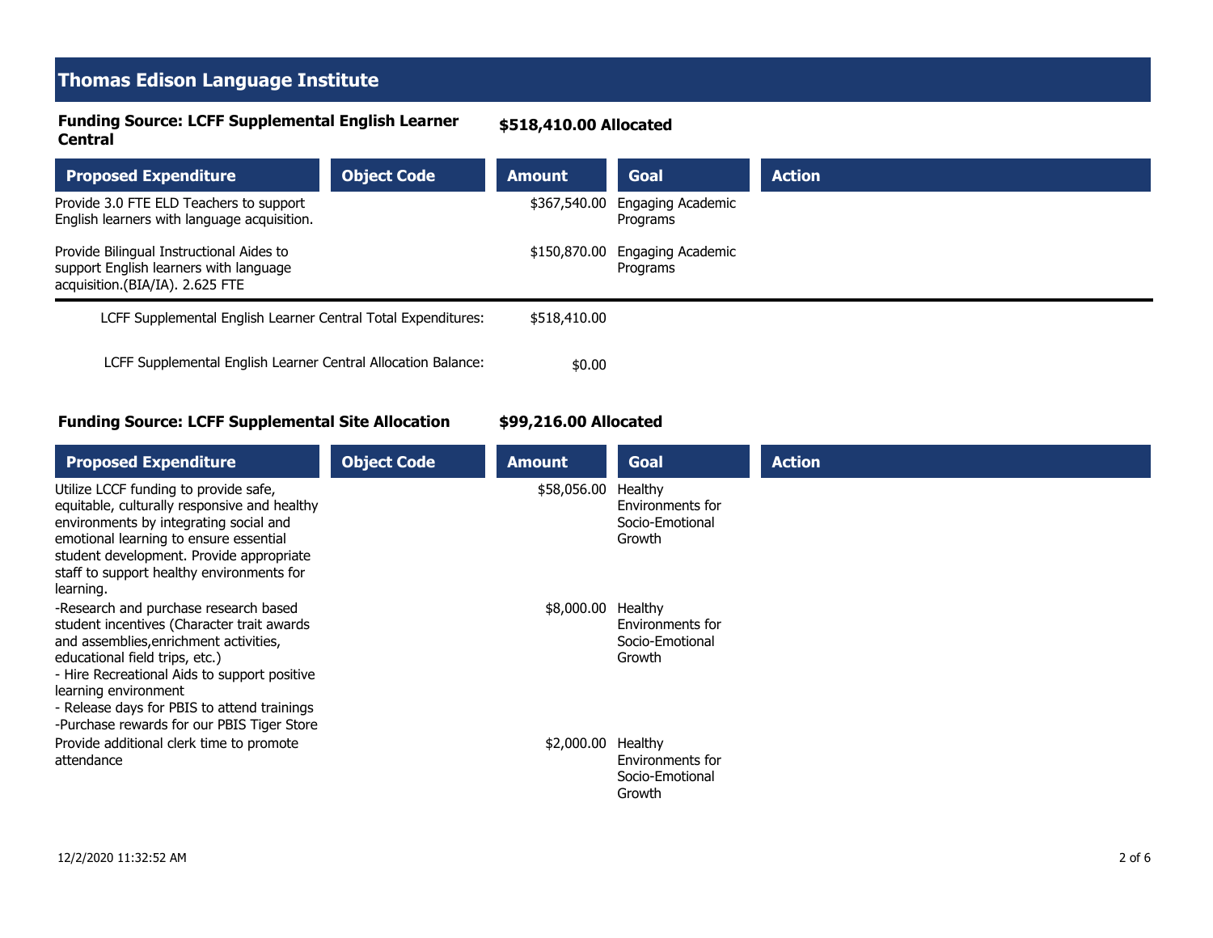## Thomas Edison Language Institute

**Funding Source: LCFF Supplemental English Learner Central** **$518,410.00 Allocated**

| Proposed Expenditure | Object Code | Amount | Goal | Action |
|---|---|---|---|---|
| Provide 3.0 FTE ELD Teachers to support English learners with language acquisition. | | $367,540.00 | Engaging Academic Programs | |
| Provide Bilingual Instructional Aides to support English learners with language acquisition.(BIA/IA). 2.625 FTE | | $150,870.00 | Engaging Academic Programs | |

LCFF Supplemental English Learner Central Total Expenditures: $518,410.00

LCFF Supplemental English Learner Central Allocation Balance: $0.00

**Funding Source: LCFF Supplemental Site Allocation** **$99,216.00 Allocated**

| Proposed Expenditure | Object Code | Amount | Goal | Action |
|---|---|---|---|---|
| Utilize LCCF funding to provide safe, equitable, culturally responsive and healthy environments by integrating social and emotional learning to ensure essential student development. Provide appropriate staff to support healthy environments for learning. | | $58,056.00 | Healthy Environments for Socio-Emotional Growth | |
| -Research and purchase research based student incentives (Character trait awards and assemblies,enrichment activities, educational field trips, etc.)<br>- Hire Recreational Aids to support positive learning environment<br>- Release days for PBIS to attend trainings<br>-Purchase rewards for our PBIS Tiger Store | | $8,000.00 | Healthy Environments for Socio-Emotional Growth | |
| Provide additional clerk time to promote attendance | | $2,000.00 | Healthy Environments for Socio-Emotional Growth | |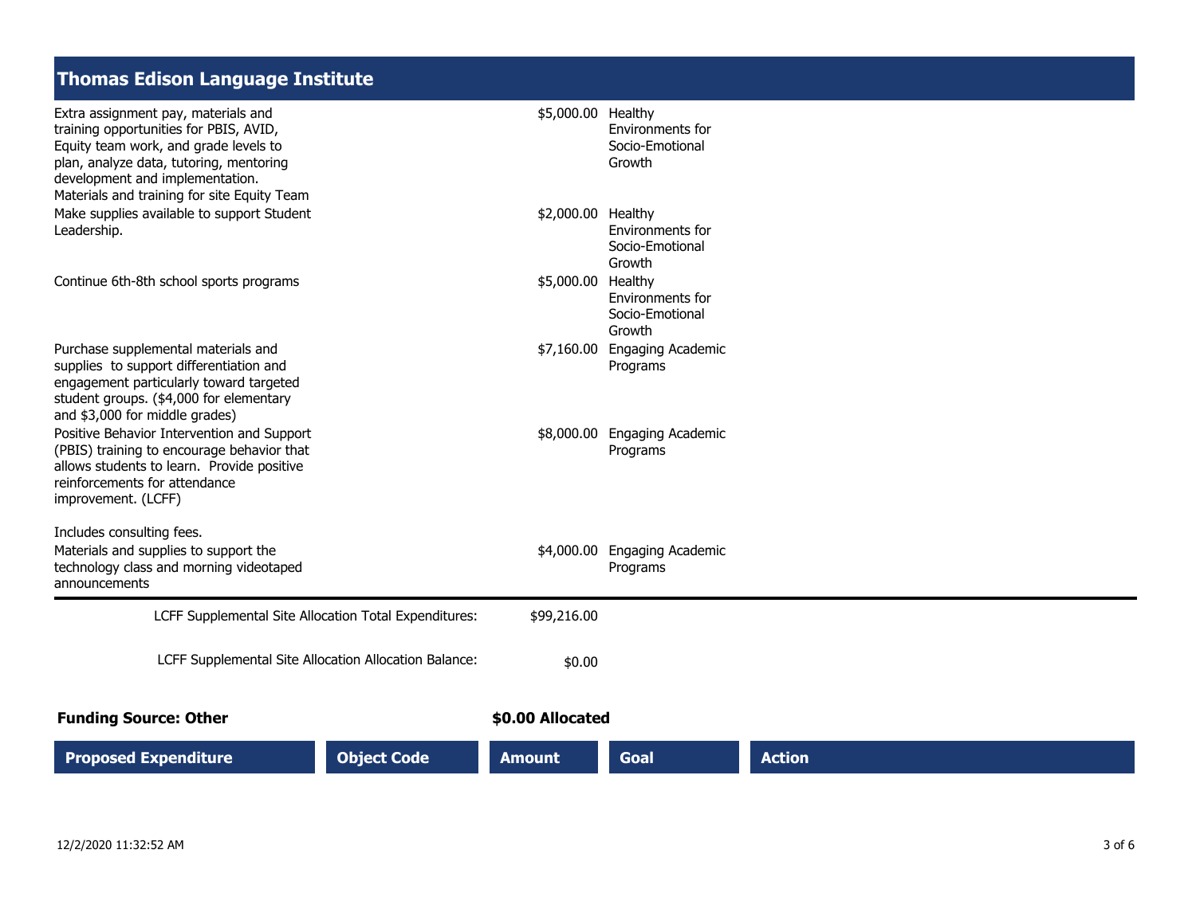## Thomas Edison Language Institute

| Proposed Expenditure | Object Code | Amount | Goal | Action |
|---|---|---|---|---|
| Extra assignment pay, materials and training opportunities for PBIS, AVID, Equity team work, and grade levels to plan, analyze data, tutoring, mentoring development and implementation. Materials and training for site Equity Team | | $5,000.00 | Healthy Environments for Socio-Emotional Growth | |
| Make supplies available to support Student Leadership. | | $2,000.00 | Healthy Environments for Socio-Emotional Growth | |
| Continue 6th-8th school sports programs | | $5,000.00 | Healthy Environments for Socio-Emotional Growth | |
| Purchase supplemental materials and supplies to support differentiation and engagement particularly toward targeted student groups. ($4,000 for elementary and $3,000 for middle grades) | | $7,160.00 | Engaging Academic Programs | |
| Positive Behavior Intervention and Support (PBIS) training to encourage behavior that allows students to learn. Provide positive reinforcements for attendance improvement. (LCFF)<br><br>Includes consulting fees. | | $8,000.00 | Engaging Academic Programs | |
| Materials and supplies to support the technology class and morning videotaped announcements | | $4,000.00 | Engaging Academic Programs | |

LCFF Supplemental Site Allocation Total Expenditures: $99,216.00

LCFF Supplemental Site Allocation Allocation Balance: $0.00

**Funding Source: Other** **$0.00 Allocated**

| Proposed Expenditure | Object Code | Amount | Goal | Action |
|---|---|---|---|---|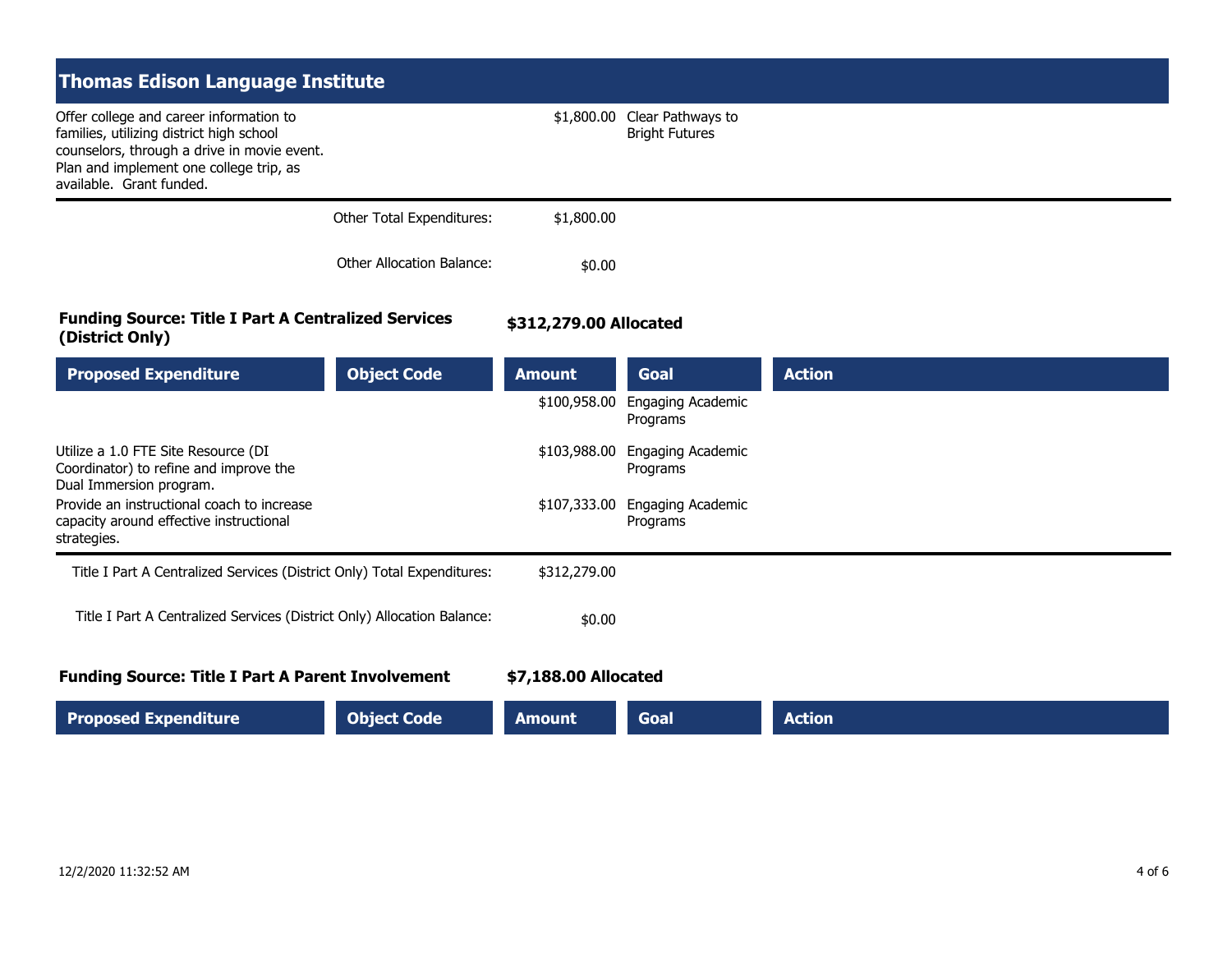## Thomas Edison Language Institute

| Proposed Expenditure | Object Code | Amount | Goal | Action |
|---|---|---|---|---|
| Offer college and career information to families, utilizing district high school counselors, through a drive in movie event. Plan and implement one college trip, as available. Grant funded. | | $1,800.00 | Clear Pathways to Bright Futures | |

Other Total Expenditures: $1,800.00

Other Allocation Balance: $0.00

**Funding Source: Title I Part A Centralized Services (District Only)** **$312,279.00 Allocated**

| Proposed Expenditure | Object Code | Amount | Goal | Action |
|---|---|---|---|---|
| | | $100,958.00 | Engaging Academic Programs | |
| Utilize a 1.0 FTE Site Resource (DI Coordinator) to refine and improve the Dual Immersion program. | | $103,988.00 | Engaging Academic Programs | |
| Provide an instructional coach to increase capacity around effective instructional strategies. | | $107,333.00 | Engaging Academic Programs | |

Title I Part A Centralized Services (District Only) Total Expenditures: $312,279.00

Title I Part A Centralized Services (District Only) Allocation Balance: $0.00

**Funding Source: Title I Part A Parent Involvement** **$7,188.00 Allocated**

| Proposed Expenditure | Object Code | Amount | Goal | Action |
|---|---|---|---|---|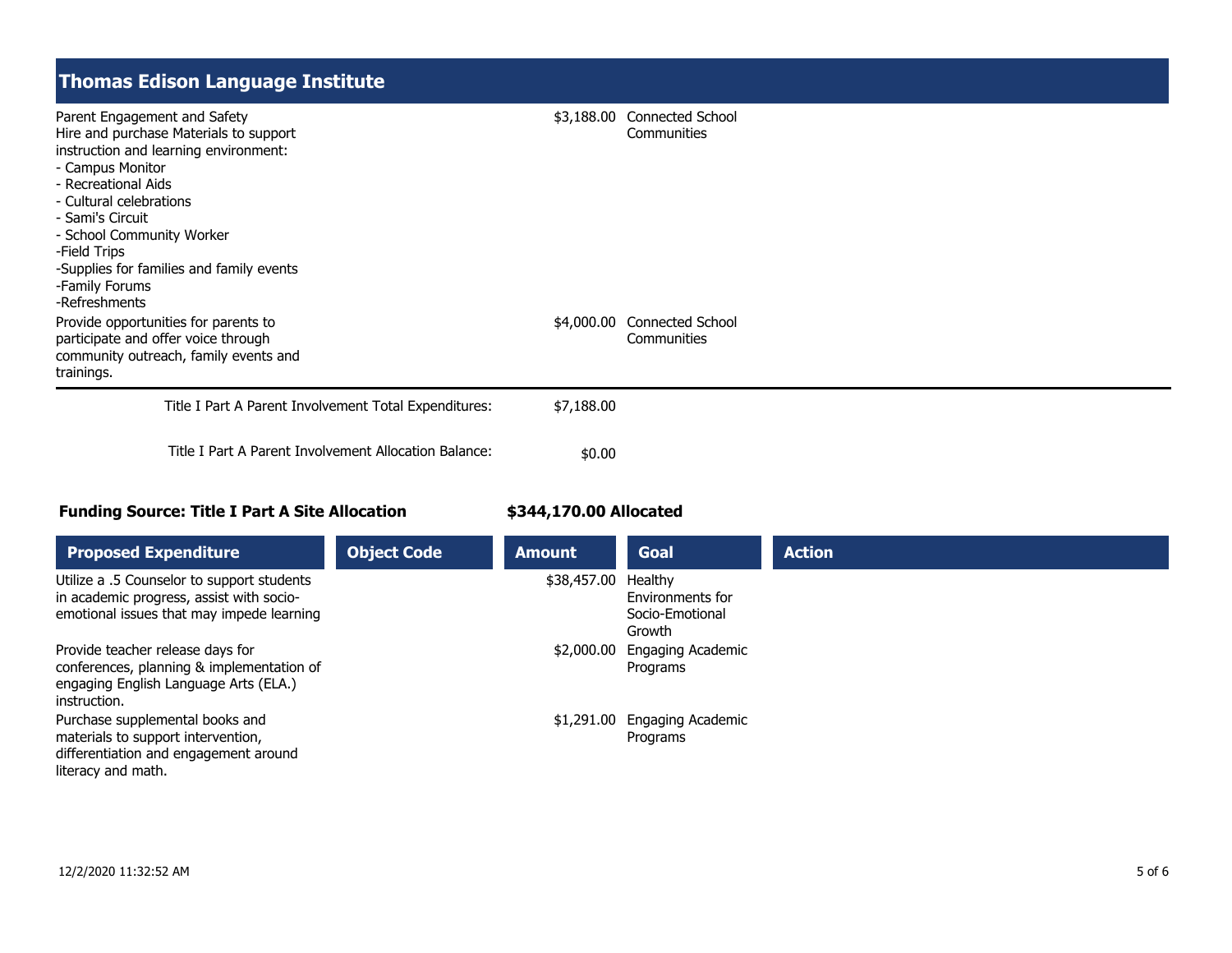## Thomas Edison Language Institute

| Proposed Expenditure | Object Code | Amount | Goal | Action |
|---|---|---|---|---|
| Parent Engagement and Safety<br>Hire and purchase Materials to support instruction and learning environment:<br>- Campus Monitor<br>- Recreational Aids<br>- Cultural celebrations<br>- Sami's Circuit<br>- School Community Worker<br>-Field Trips<br>-Supplies for families and family events<br>-Family Forums<br>-Refreshments | | $3,188.00 | Connected School Communities | |
| Provide opportunities for parents to participate and offer voice through community outreach, family events and trainings. | | $4,000.00 | Connected School Communities | |

Title I Part A Parent Involvement Total Expenditures: $7,188.00

Title I Part A Parent Involvement Allocation Balance: $0.00

**Funding Source: Title I Part A Site Allocation** **$344,170.00 Allocated**

| Proposed Expenditure | Object Code | Amount | Goal | Action |
|---|---|---|---|---|
| Utilize a .5 Counselor to support students in academic progress, assist with socio-emotional issues that may impede learning | | $38,457.00 | Healthy Environments for Socio-Emotional Growth | |
| Provide teacher release days for conferences, planning & implementation of engaging English Language Arts (ELA.) instruction. | | $2,000.00 | Engaging Academic Programs | |
| Purchase supplemental books and materials to support intervention, differentiation and engagement around literacy and math. | | $1,291.00 | Engaging Academic Programs | |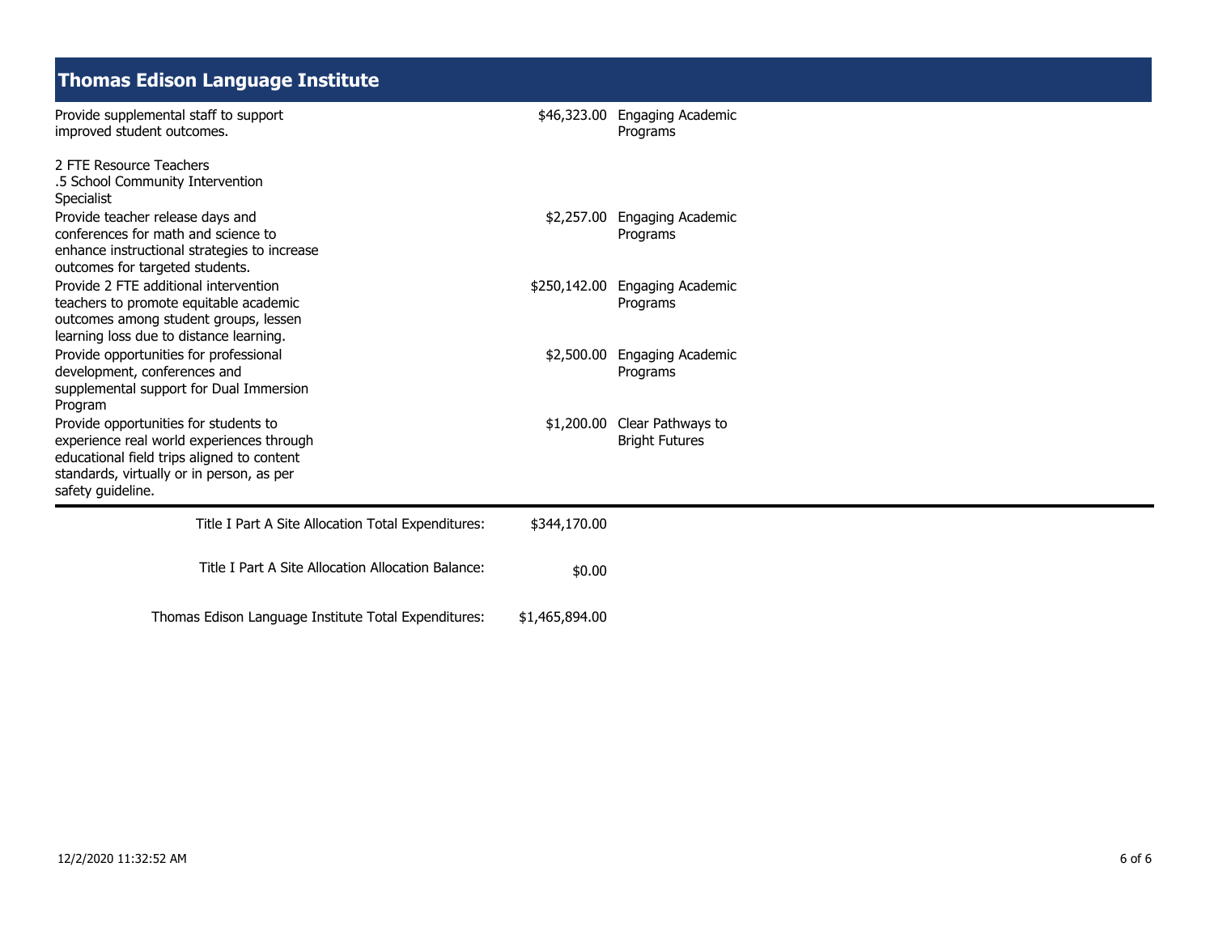## Thomas Edison Language Institute

| | | |
|---|---|---|
| Provide supplemental staff to support improved student outcomes.<br><br>2 FTE Resource Teachers<br>.5 School Community Intervention Specialist | $46,323.00 | Engaging Academic Programs |
| Provide teacher release days and conferences for math and science to enhance instructional strategies to increase outcomes for targeted students. | $2,257.00 | Engaging Academic Programs |
| Provide 2 FTE additional intervention teachers to promote equitable academic outcomes among student groups, lessen learning loss due to distance learning. | $250,142.00 | Engaging Academic Programs |
| Provide opportunities for professional development, conferences and supplemental support for Dual Immersion Program | $2,500.00 | Engaging Academic Programs |
| Provide opportunities for students to experience real world experiences through educational field trips aligned to content standards, virtually or in person, as per safety guideline. | $1,200.00 | Clear Pathways to Bright Futures |

| | |
|---|---|
| Title I Part A Site Allocation Total Expenditures: | $344,170.00 |
| Title I Part A Site Allocation Allocation Balance: | $0.00 |
| Thomas Edison Language Institute Total Expenditures: | $1,465,894.00 |

12/2/2020 11:32:52 AM